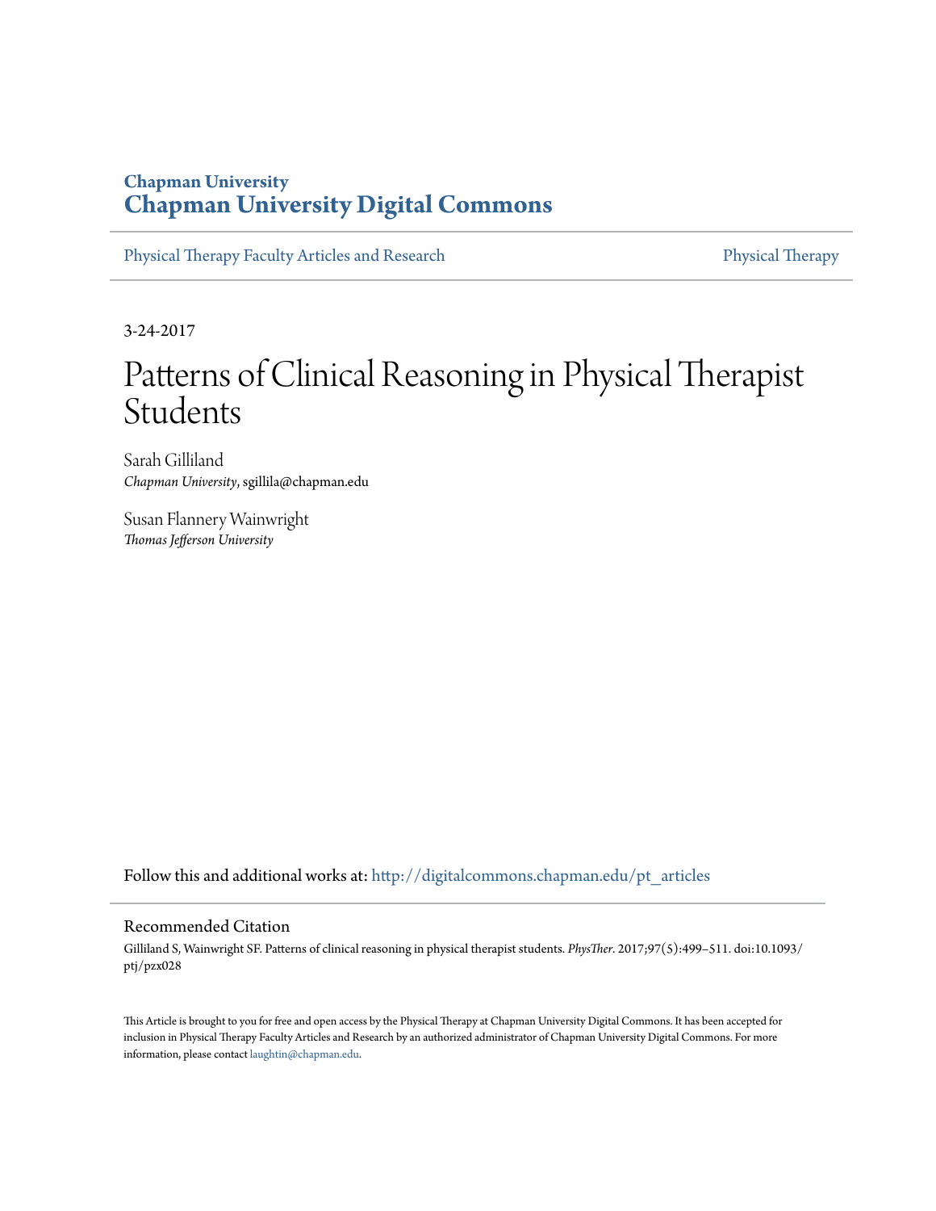**Chapman University**
**Chapman University Digital Commons**

Physical Therapy Faculty Articles and Research | Physical Therapy

3-24-2017

# Patterns of Clinical Reasoning in Physical Therapist Students

Sarah Gilliland
*Chapman University*, sgillila@chapman.edu

Susan Flannery Wainwright
*Thomas Jefferson University*

Follow this and additional works at: http://digitalcommons.chapman.edu/pt_articles

## Recommended Citation

Gilliland S, Wainwright SF. Patterns of clinical reasoning in physical therapist students. *PhysTher*. 2017;97(5):499–511. doi:10.1093/ptj/pzx028

This Article is brought to you for free and open access by the Physical Therapy at Chapman University Digital Commons. It has been accepted for inclusion in Physical Therapy Faculty Articles and Research by an authorized administrator of Chapman University Digital Commons. For more information, please contact laughtin@chapman.edu.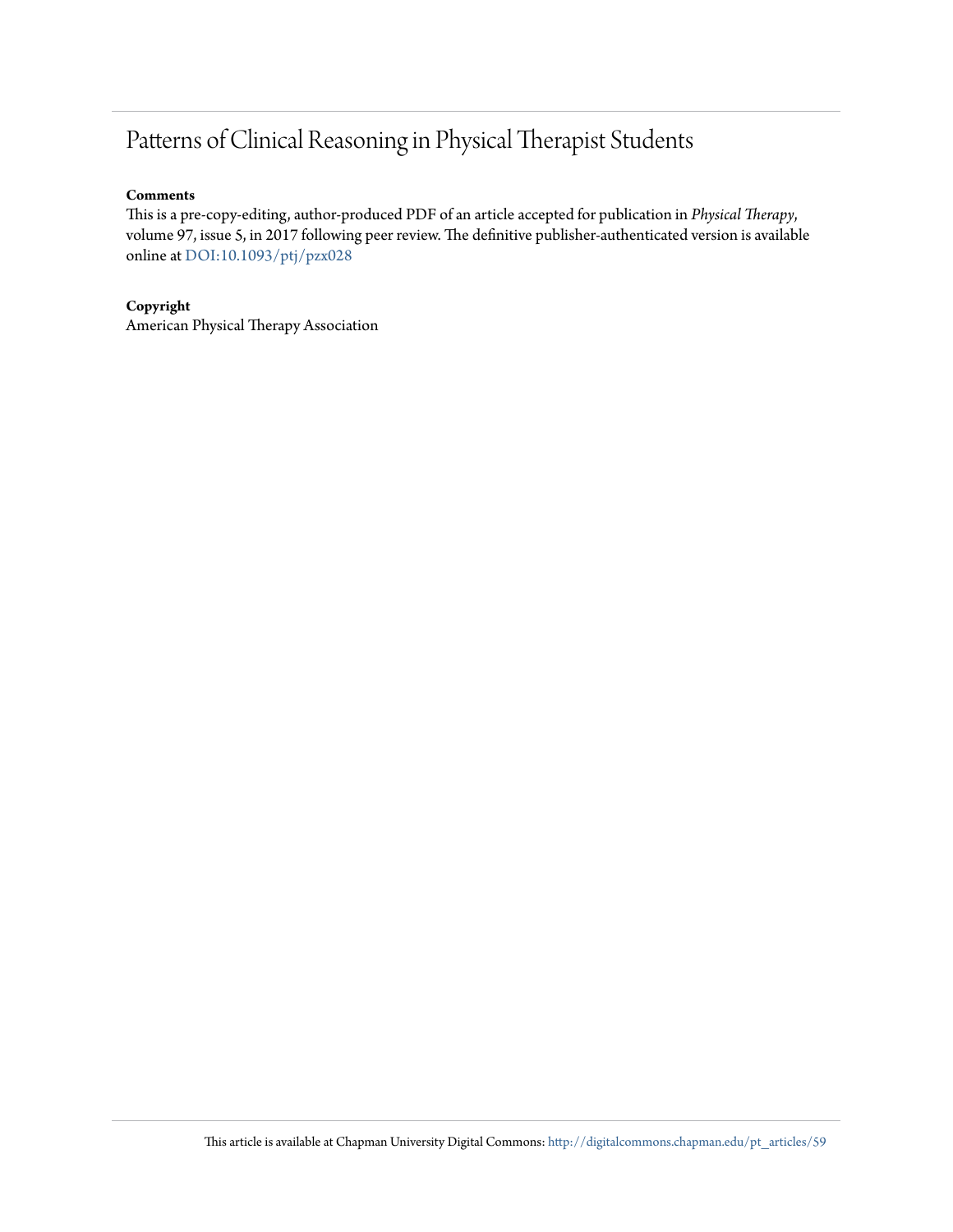# Patterns of Clinical Reasoning in Physical Therapist Students

**Comments**

This is a pre-copy-editing, author-produced PDF of an article accepted for publication in *Physical Therapy*, volume 97, issue 5, in 2017 following peer review. The definitive publisher-authenticated version is available online at DOI:10.1093/ptj/pzx028

**Copyright**

American Physical Therapy Association

This article is available at Chapman University Digital Commons: http://digitalcommons.chapman.edu/pt_articles/59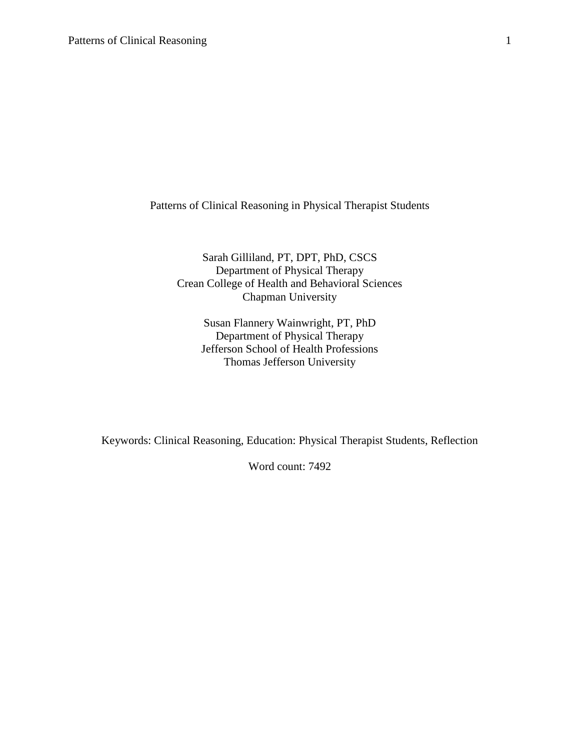# Patterns of Clinical Reasoning in Physical Therapist Students

Sarah Gilliland, PT, DPT, PhD, CSCS
Department of Physical Therapy
Crean College of Health and Behavioral Sciences
Chapman University

Susan Flannery Wainwright, PT, PhD
Department of Physical Therapy
Jefferson School of Health Professions
Thomas Jefferson University

Keywords: Clinical Reasoning, Education: Physical Therapist Students, Reflection

Word count: 7492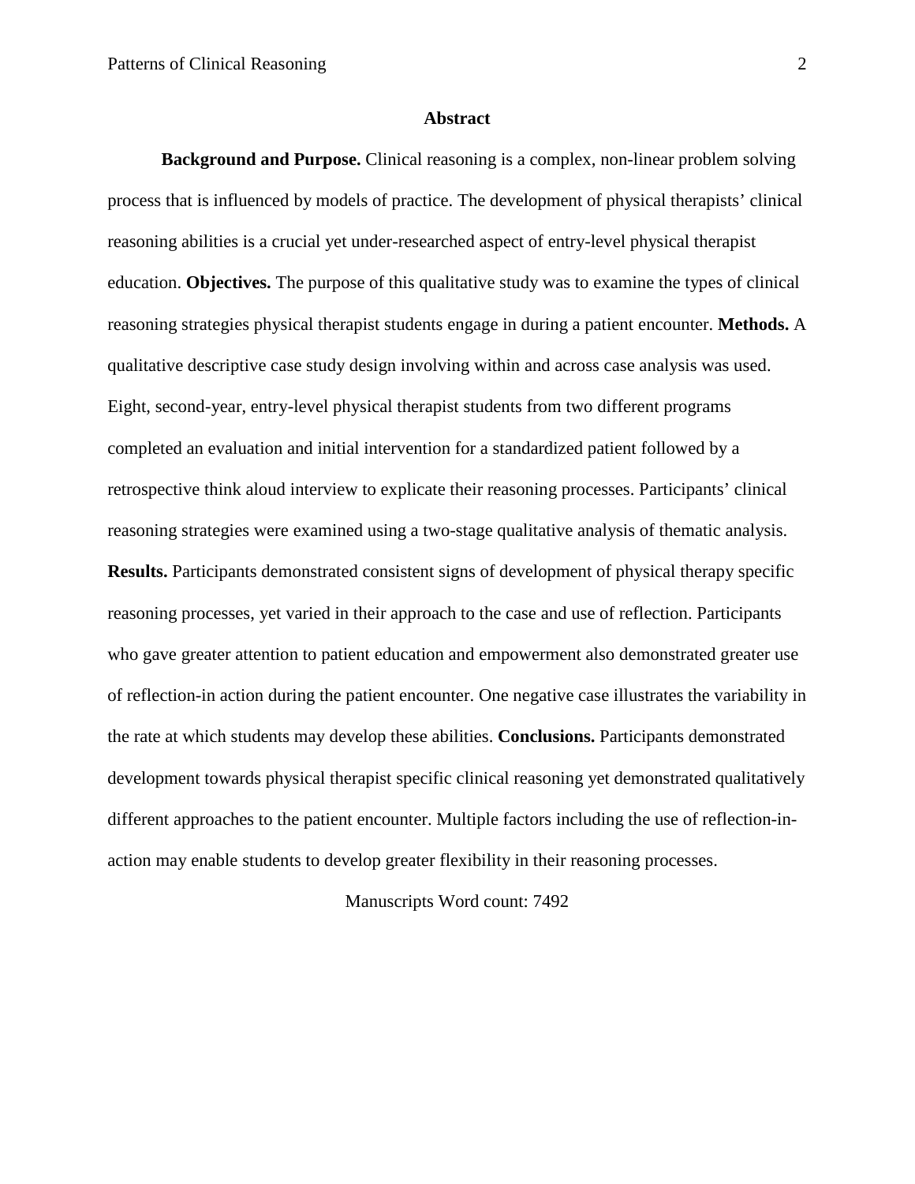## Abstract

**Background and Purpose.** Clinical reasoning is a complex, non-linear problem solving process that is influenced by models of practice. The development of physical therapists' clinical reasoning abilities is a crucial yet under-researched aspect of entry-level physical therapist education. **Objectives.** The purpose of this qualitative study was to examine the types of clinical reasoning strategies physical therapist students engage in during a patient encounter. **Methods.** A qualitative descriptive case study design involving within and across case analysis was used. Eight, second-year, entry-level physical therapist students from two different programs completed an evaluation and initial intervention for a standardized patient followed by a retrospective think aloud interview to explicate their reasoning processes. Participants' clinical reasoning strategies were examined using a two-stage qualitative analysis of thematic analysis. **Results.** Participants demonstrated consistent signs of development of physical therapy specific reasoning processes, yet varied in their approach to the case and use of reflection. Participants who gave greater attention to patient education and empowerment also demonstrated greater use of reflection-in action during the patient encounter. One negative case illustrates the variability in the rate at which students may develop these abilities. **Conclusions.** Participants demonstrated development towards physical therapist specific clinical reasoning yet demonstrated qualitatively different approaches to the patient encounter. Multiple factors including the use of reflection-in-action may enable students to develop greater flexibility in their reasoning processes.

Manuscripts Word count: 7492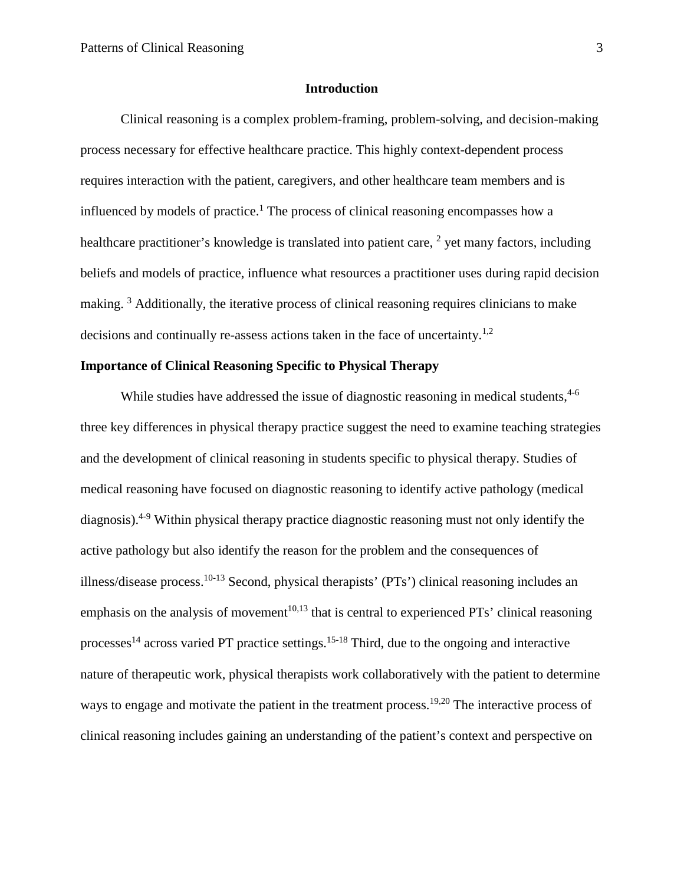## Introduction

Clinical reasoning is a complex problem-framing, problem-solving, and decision-making process necessary for effective healthcare practice. This highly context-dependent process requires interaction with the patient, caregivers, and other healthcare team members and is influenced by models of practice.[1] The process of clinical reasoning encompasses how a healthcare practitioner's knowledge is translated into patient care, [2] yet many factors, including beliefs and models of practice, influence what resources a practitioner uses during rapid decision making. [3] Additionally, the iterative process of clinical reasoning requires clinicians to make decisions and continually re-assess actions taken in the face of uncertainty.[1,2]

### Importance of Clinical Reasoning Specific to Physical Therapy

While studies have addressed the issue of diagnostic reasoning in medical students,[4-6] three key differences in physical therapy practice suggest the need to examine teaching strategies and the development of clinical reasoning in students specific to physical therapy. Studies of medical reasoning have focused on diagnostic reasoning to identify active pathology (medical diagnosis).[4-9] Within physical therapy practice diagnostic reasoning must not only identify the active pathology but also identify the reason for the problem and the consequences of illness/disease process.[10-13] Second, physical therapists' (PTs') clinical reasoning includes an emphasis on the analysis of movement[10,13] that is central to experienced PTs' clinical reasoning processes[14] across varied PT practice settings.[15-18] Third, due to the ongoing and interactive nature of therapeutic work, physical therapists work collaboratively with the patient to determine ways to engage and motivate the patient in the treatment process.[19,20] The interactive process of clinical reasoning includes gaining an understanding of the patient's context and perspective on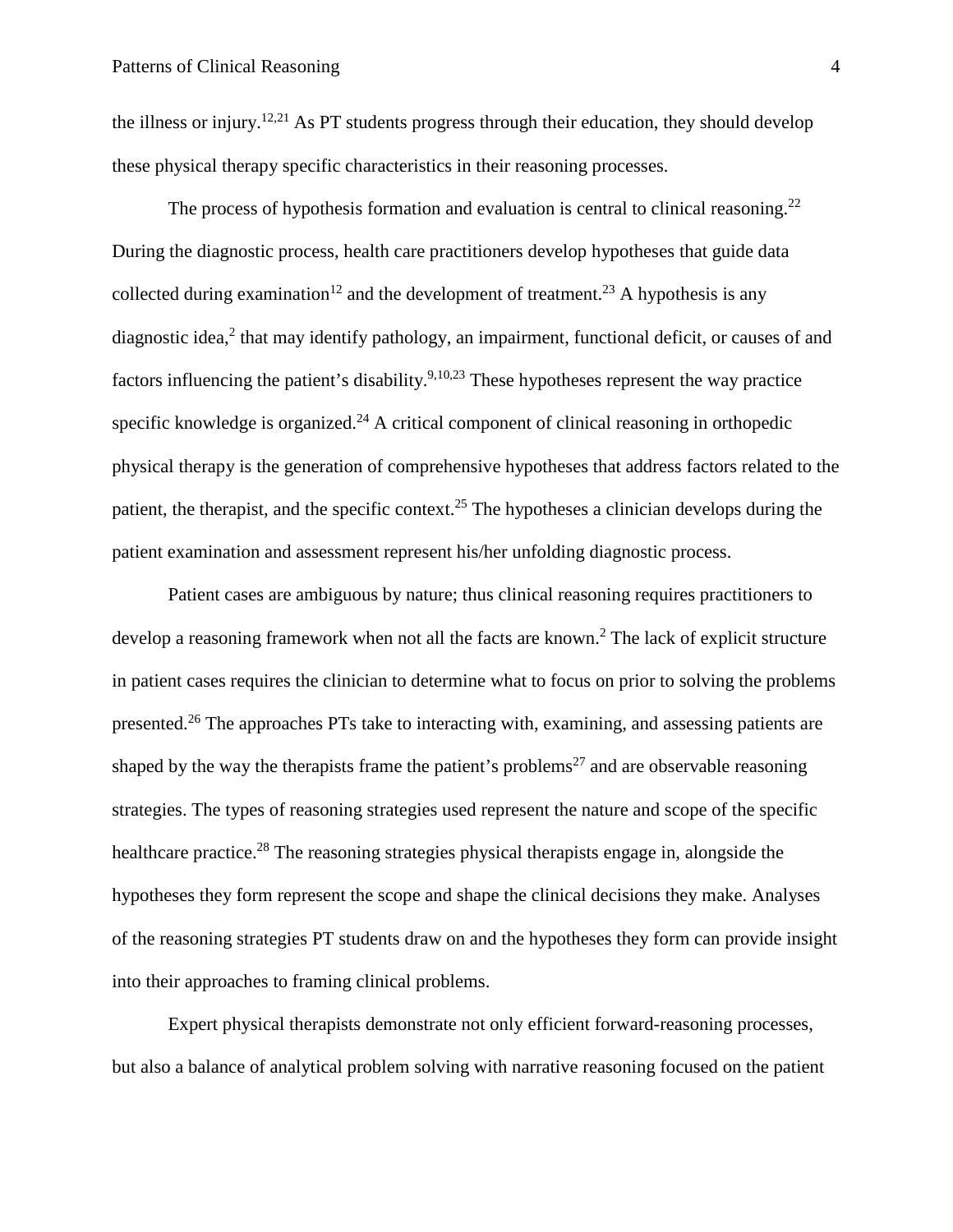the illness or injury.[12,21] As PT students progress through their education, they should develop these physical therapy specific characteristics in their reasoning processes.

The process of hypothesis formation and evaluation is central to clinical reasoning.[22] During the diagnostic process, health care practitioners develop hypotheses that guide data collected during examination[12] and the development of treatment.[23] A hypothesis is any diagnostic idea,[2] that may identify pathology, an impairment, functional deficit, or causes of and factors influencing the patient's disability.[9,10,23] These hypotheses represent the way practice specific knowledge is organized.[24] A critical component of clinical reasoning in orthopedic physical therapy is the generation of comprehensive hypotheses that address factors related to the patient, the therapist, and the specific context.[25] The hypotheses a clinician develops during the patient examination and assessment represent his/her unfolding diagnostic process.

Patient cases are ambiguous by nature; thus clinical reasoning requires practitioners to develop a reasoning framework when not all the facts are known.[2] The lack of explicit structure in patient cases requires the clinician to determine what to focus on prior to solving the problems presented.[26] The approaches PTs take to interacting with, examining, and assessing patients are shaped by the way the therapists frame the patient's problems[27] and are observable reasoning strategies. The types of reasoning strategies used represent the nature and scope of the specific healthcare practice.[28] The reasoning strategies physical therapists engage in, alongside the hypotheses they form represent the scope and shape the clinical decisions they make. Analyses of the reasoning strategies PT students draw on and the hypotheses they form can provide insight into their approaches to framing clinical problems.

Expert physical therapists demonstrate not only efficient forward-reasoning processes, but also a balance of analytical problem solving with narrative reasoning focused on the patient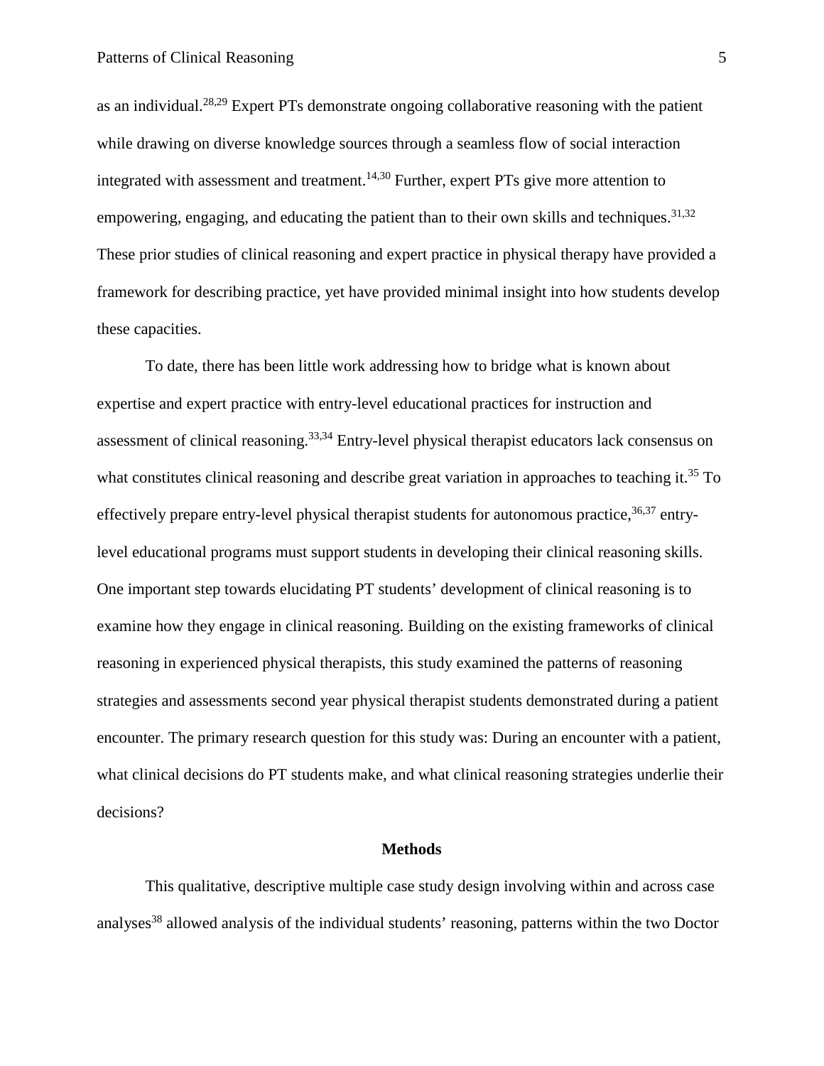as an individual.[28,29] Expert PTs demonstrate ongoing collaborative reasoning with the patient while drawing on diverse knowledge sources through a seamless flow of social interaction integrated with assessment and treatment.[14,30] Further, expert PTs give more attention to empowering, engaging, and educating the patient than to their own skills and techniques.[31,32] These prior studies of clinical reasoning and expert practice in physical therapy have provided a framework for describing practice, yet have provided minimal insight into how students develop these capacities.

To date, there has been little work addressing how to bridge what is known about expertise and expert practice with entry-level educational practices for instruction and assessment of clinical reasoning.[33,34] Entry-level physical therapist educators lack consensus on what constitutes clinical reasoning and describe great variation in approaches to teaching it.[35] To effectively prepare entry-level physical therapist students for autonomous practice,[36,37] entry-level educational programs must support students in developing their clinical reasoning skills. One important step towards elucidating PT students' development of clinical reasoning is to examine how they engage in clinical reasoning. Building on the existing frameworks of clinical reasoning in experienced physical therapists, this study examined the patterns of reasoning strategies and assessments second year physical therapist students demonstrated during a patient encounter. The primary research question for this study was: During an encounter with a patient, what clinical decisions do PT students make, and what clinical reasoning strategies underlie their decisions?

## Methods

This qualitative, descriptive multiple case study design involving within and across case analyses[38] allowed analysis of the individual students' reasoning, patterns within the two Doctor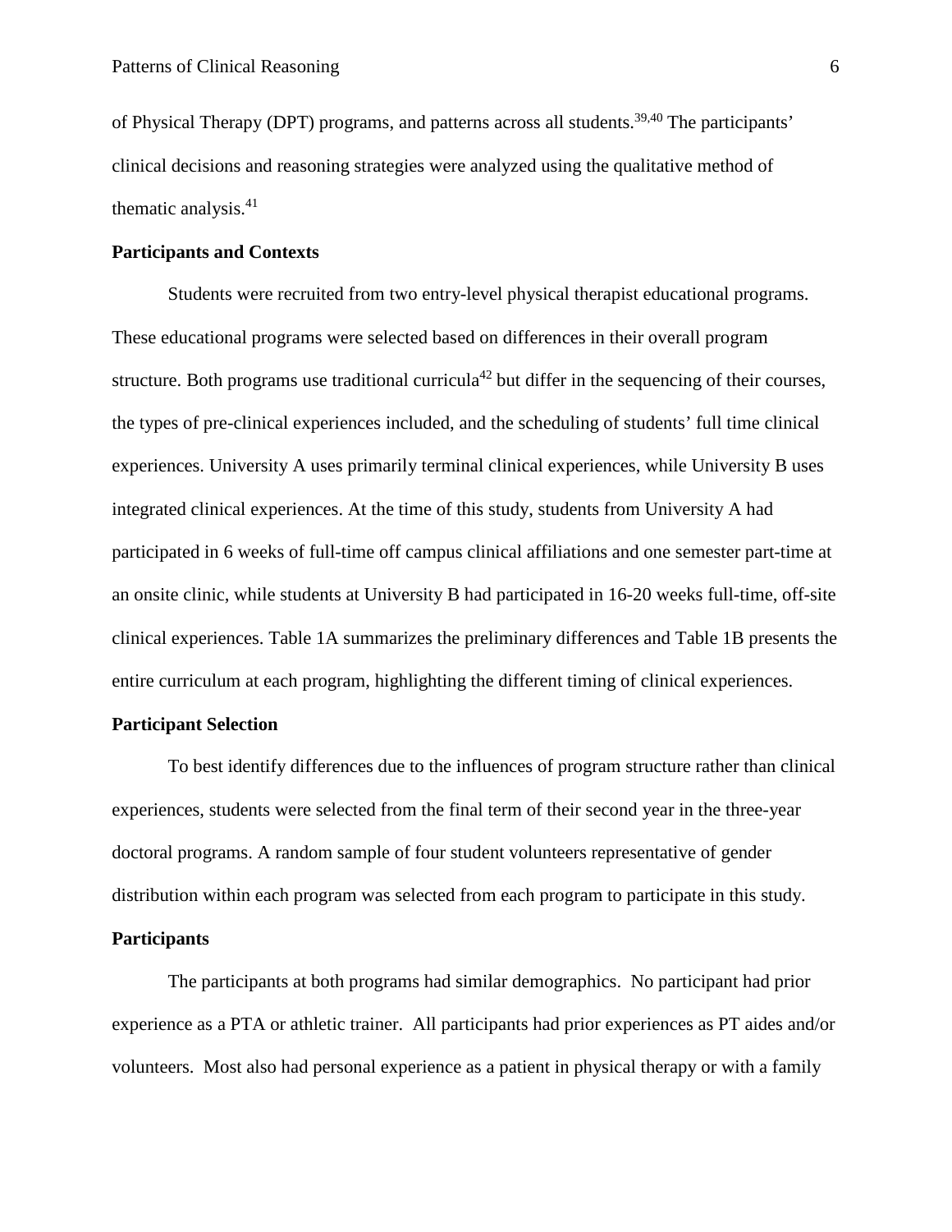of Physical Therapy (DPT) programs, and patterns across all students.[39,40] The participants' clinical decisions and reasoning strategies were analyzed using the qualitative method of thematic analysis.[41]

**Participants and Contexts**

Students were recruited from two entry-level physical therapist educational programs. These educational programs were selected based on differences in their overall program structure. Both programs use traditional curricula[42] but differ in the sequencing of their courses, the types of pre-clinical experiences included, and the scheduling of students' full time clinical experiences. University A uses primarily terminal clinical experiences, while University B uses integrated clinical experiences. At the time of this study, students from University A had participated in 6 weeks of full-time off campus clinical affiliations and one semester part-time at an onsite clinic, while students at University B had participated in 16-20 weeks full-time, off-site clinical experiences. Table 1A summarizes the preliminary differences and Table 1B presents the entire curriculum at each program, highlighting the different timing of clinical experiences.

**Participant Selection**

To best identify differences due to the influences of program structure rather than clinical experiences, students were selected from the final term of their second year in the three-year doctoral programs. A random sample of four student volunteers representative of gender distribution within each program was selected from each program to participate in this study.

**Participants**

The participants at both programs had similar demographics. No participant had prior experience as a PTA or athletic trainer. All participants had prior experiences as PT aides and/or volunteers. Most also had personal experience as a patient in physical therapy or with a family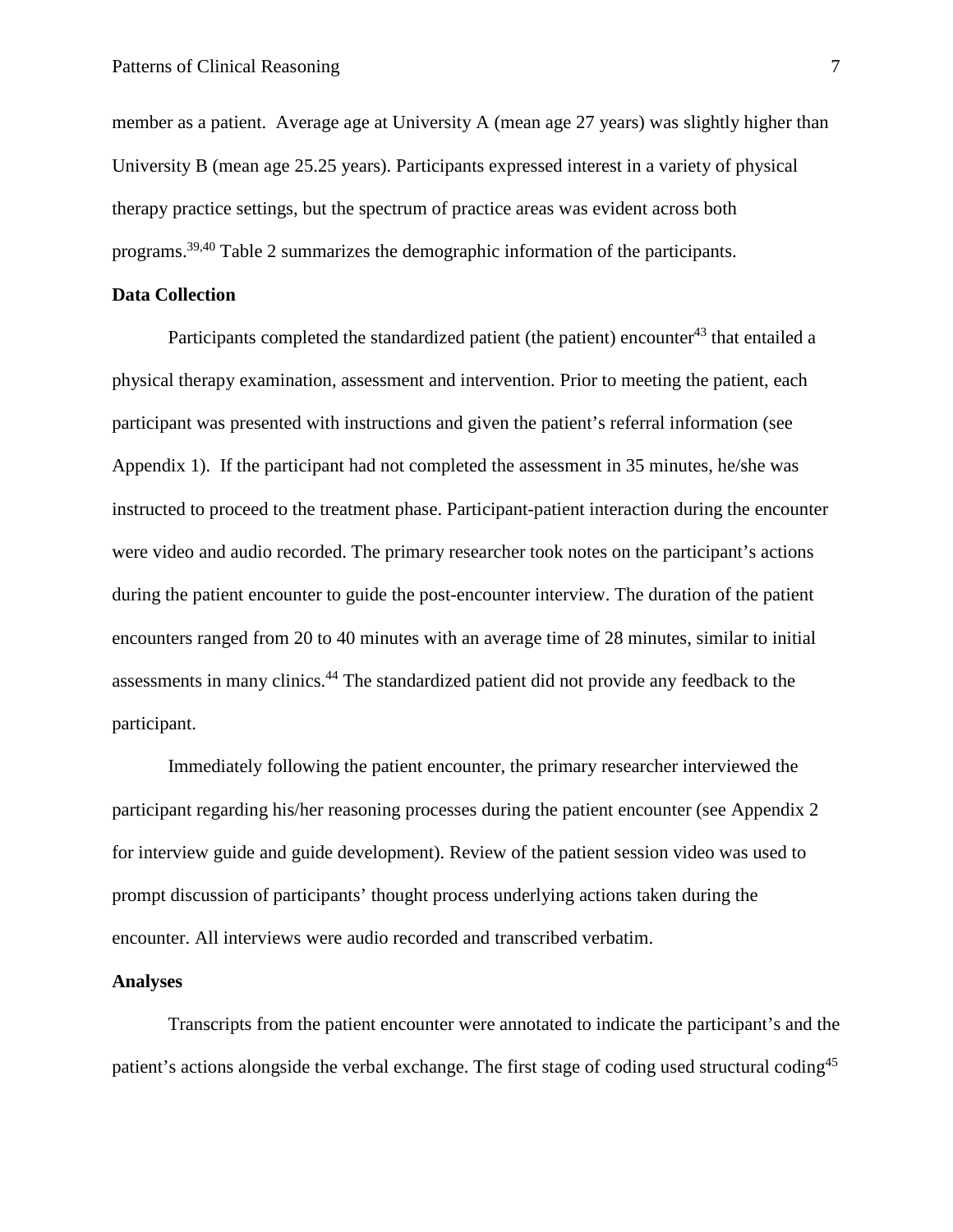member as a patient. Average age at University A (mean age 27 years) was slightly higher than University B (mean age 25.25 years). Participants expressed interest in a variety of physical therapy practice settings, but the spectrum of practice areas was evident across both programs.[39,40] Table 2 summarizes the demographic information of the participants.

**Data Collection**

Participants completed the standardized patient (the patient) encounter[43] that entailed a physical therapy examination, assessment and intervention. Prior to meeting the patient, each participant was presented with instructions and given the patient's referral information (see Appendix 1). If the participant had not completed the assessment in 35 minutes, he/she was instructed to proceed to the treatment phase. Participant-patient interaction during the encounter were video and audio recorded. The primary researcher took notes on the participant's actions during the patient encounter to guide the post-encounter interview. The duration of the patient encounters ranged from 20 to 40 minutes with an average time of 28 minutes, similar to initial assessments in many clinics.[44] The standardized patient did not provide any feedback to the participant.

Immediately following the patient encounter, the primary researcher interviewed the participant regarding his/her reasoning processes during the patient encounter (see Appendix 2 for interview guide and guide development). Review of the patient session video was used to prompt discussion of participants' thought process underlying actions taken during the encounter. All interviews were audio recorded and transcribed verbatim.

**Analyses**

Transcripts from the patient encounter were annotated to indicate the participant's and the patient's actions alongside the verbal exchange. The first stage of coding used structural coding[45]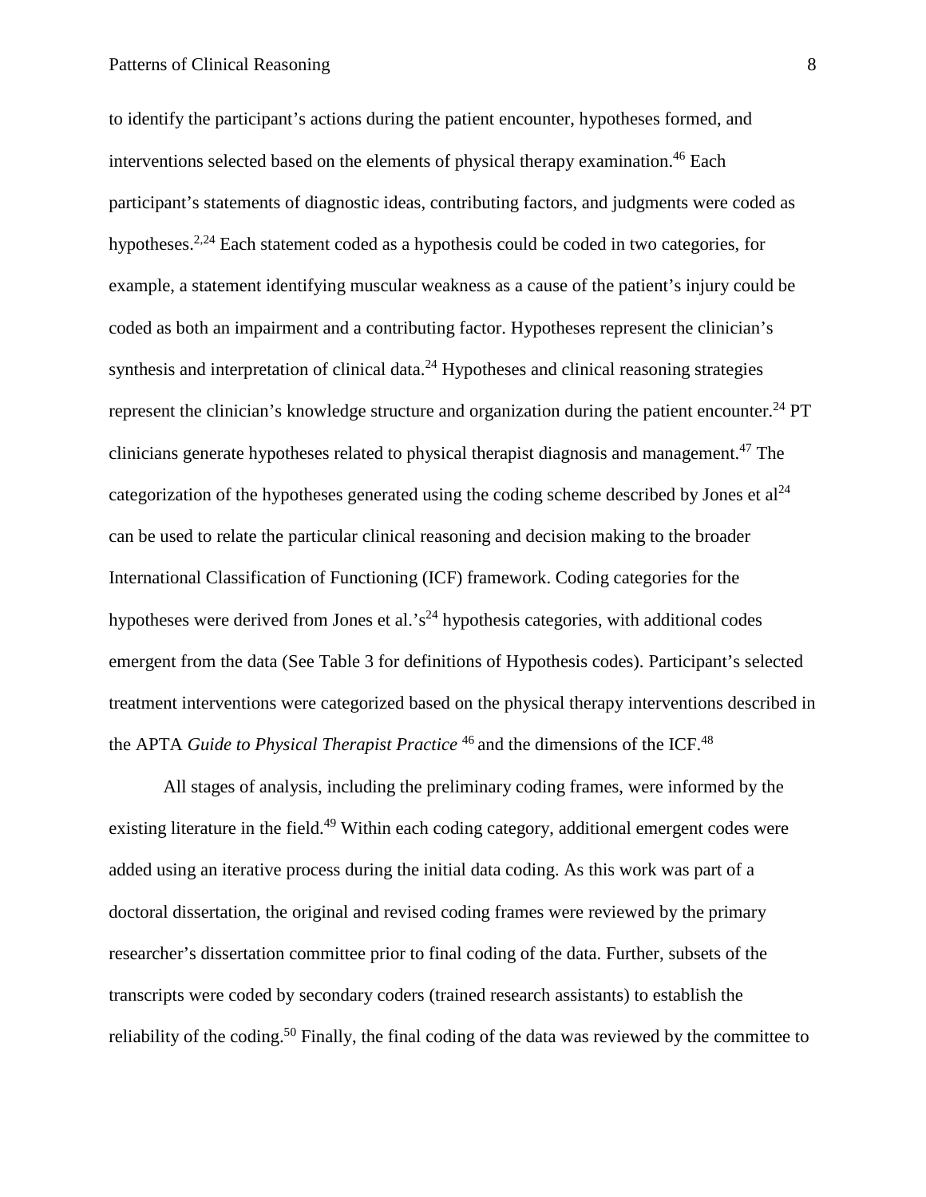to identify the participant's actions during the patient encounter, hypotheses formed, and interventions selected based on the elements of physical therapy examination.[46] Each participant's statements of diagnostic ideas, contributing factors, and judgments were coded as hypotheses.[2,24] Each statement coded as a hypothesis could be coded in two categories, for example, a statement identifying muscular weakness as a cause of the patient's injury could be coded as both an impairment and a contributing factor. Hypotheses represent the clinician's synthesis and interpretation of clinical data.[24] Hypotheses and clinical reasoning strategies represent the clinician's knowledge structure and organization during the patient encounter.[24] PT clinicians generate hypotheses related to physical therapist diagnosis and management.[47] The categorization of the hypotheses generated using the coding scheme described by Jones et al[24] can be used to relate the particular clinical reasoning and decision making to the broader International Classification of Functioning (ICF) framework. Coding categories for the hypotheses were derived from Jones et al.'s[24] hypothesis categories, with additional codes emergent from the data (See Table 3 for definitions of Hypothesis codes). Participant's selected treatment interventions were categorized based on the physical therapy interventions described in the APTA *Guide to Physical Therapist Practice* [46] and the dimensions of the ICF.[48]

All stages of analysis, including the preliminary coding frames, were informed by the existing literature in the field.[49] Within each coding category, additional emergent codes were added using an iterative process during the initial data coding. As this work was part of a doctoral dissertation, the original and revised coding frames were reviewed by the primary researcher's dissertation committee prior to final coding of the data. Further, subsets of the transcripts were coded by secondary coders (trained research assistants) to establish the reliability of the coding.[50] Finally, the final coding of the data was reviewed by the committee to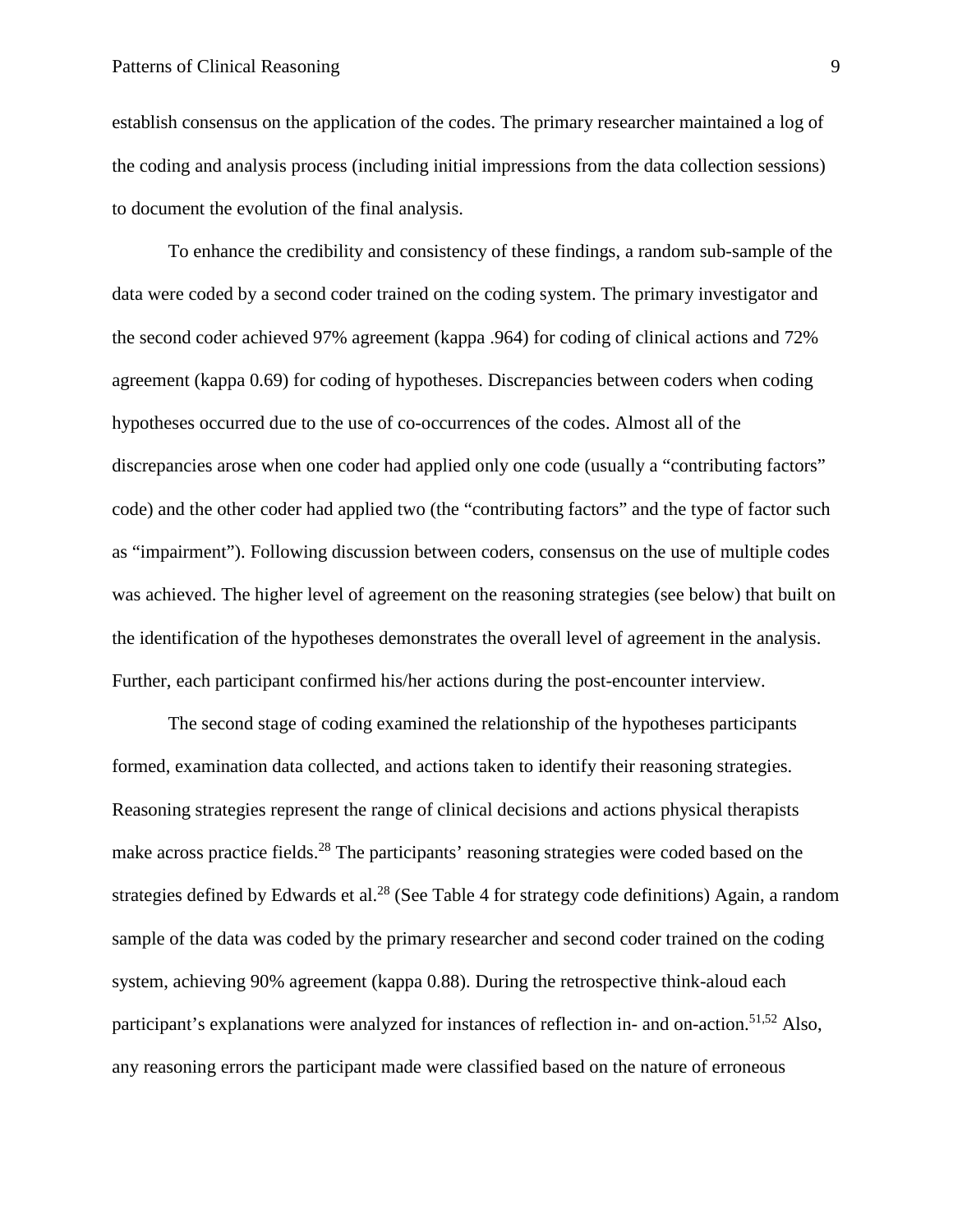establish consensus on the application of the codes. The primary researcher maintained a log of the coding and analysis process (including initial impressions from the data collection sessions) to document the evolution of the final analysis.

To enhance the credibility and consistency of these findings, a random sub-sample of the data were coded by a second coder trained on the coding system. The primary investigator and the second coder achieved 97% agreement (kappa .964) for coding of clinical actions and 72% agreement (kappa 0.69) for coding of hypotheses. Discrepancies between coders when coding hypotheses occurred due to the use of co-occurrences of the codes. Almost all of the discrepancies arose when one coder had applied only one code (usually a "contributing factors" code) and the other coder had applied two (the "contributing factors" and the type of factor such as "impairment"). Following discussion between coders, consensus on the use of multiple codes was achieved. The higher level of agreement on the reasoning strategies (see below) that built on the identification of the hypotheses demonstrates the overall level of agreement in the analysis. Further, each participant confirmed his/her actions during the post-encounter interview.

The second stage of coding examined the relationship of the hypotheses participants formed, examination data collected, and actions taken to identify their reasoning strategies. Reasoning strategies represent the range of clinical decisions and actions physical therapists make across practice fields.[28] The participants' reasoning strategies were coded based on the strategies defined by Edwards et al.[28] (See Table 4 for strategy code definitions) Again, a random sample of the data was coded by the primary researcher and second coder trained on the coding system, achieving 90% agreement (kappa 0.88). During the retrospective think-aloud each participant's explanations were analyzed for instances of reflection in- and on-action.[51,52] Also, any reasoning errors the participant made were classified based on the nature of erroneous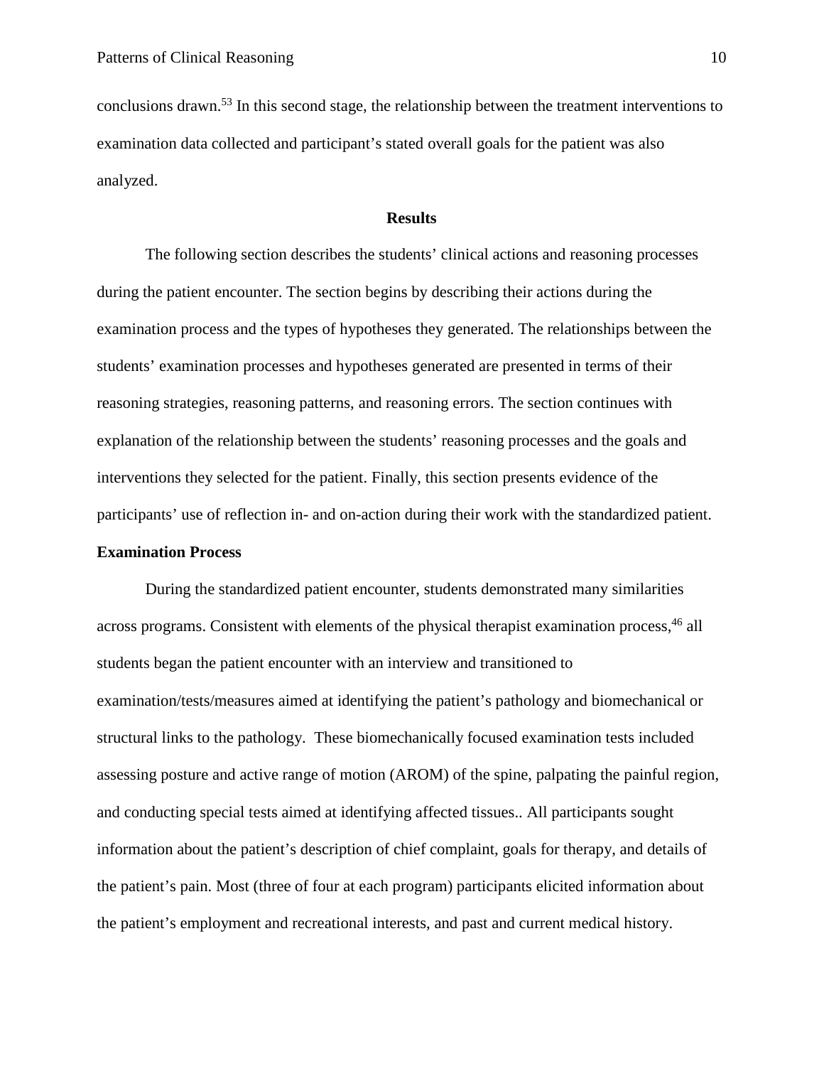conclusions drawn.[53] In this second stage, the relationship between the treatment interventions to examination data collected and participant's stated overall goals for the patient was also analyzed.

## Results

The following section describes the students' clinical actions and reasoning processes during the patient encounter. The section begins by describing their actions during the examination process and the types of hypotheses they generated. The relationships between the students' examination processes and hypotheses generated are presented in terms of their reasoning strategies, reasoning patterns, and reasoning errors. The section continues with explanation of the relationship between the students' reasoning processes and the goals and interventions they selected for the patient. Finally, this section presents evidence of the participants' use of reflection in- and on-action during their work with the standardized patient.

### Examination Process

During the standardized patient encounter, students demonstrated many similarities across programs. Consistent with elements of the physical therapist examination process,[46] all students began the patient encounter with an interview and transitioned to examination/tests/measures aimed at identifying the patient's pathology and biomechanical or structural links to the pathology. These biomechanically focused examination tests included assessing posture and active range of motion (AROM) of the spine, palpating the painful region, and conducting special tests aimed at identifying affected tissues.. All participants sought information about the patient's description of chief complaint, goals for therapy, and details of the patient's pain. Most (three of four at each program) participants elicited information about the patient's employment and recreational interests, and past and current medical history.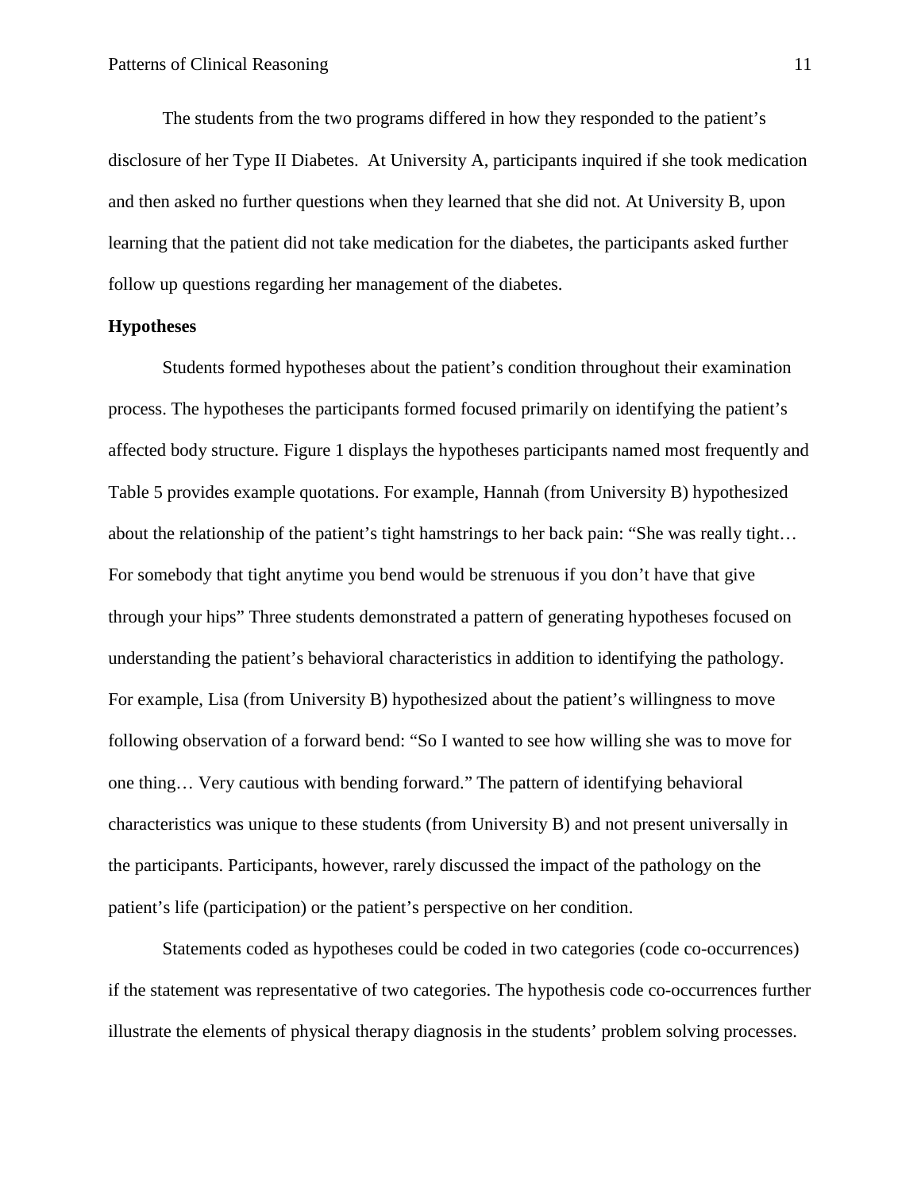The students from the two programs differed in how they responded to the patient's disclosure of her Type II Diabetes. At University A, participants inquired if she took medication and then asked no further questions when they learned that she did not. At University B, upon learning that the patient did not take medication for the diabetes, the participants asked further follow up questions regarding her management of the diabetes.

**Hypotheses**

Students formed hypotheses about the patient's condition throughout their examination process. The hypotheses the participants formed focused primarily on identifying the patient's affected body structure. Figure 1 displays the hypotheses participants named most frequently and Table 5 provides example quotations. For example, Hannah (from University B) hypothesized about the relationship of the patient's tight hamstrings to her back pain: "She was really tight… For somebody that tight anytime you bend would be strenuous if you don't have that give through your hips" Three students demonstrated a pattern of generating hypotheses focused on understanding the patient's behavioral characteristics in addition to identifying the pathology. For example, Lisa (from University B) hypothesized about the patient's willingness to move following observation of a forward bend: "So I wanted to see how willing she was to move for one thing… Very cautious with bending forward." The pattern of identifying behavioral characteristics was unique to these students (from University B) and not present universally in the participants. Participants, however, rarely discussed the impact of the pathology on the patient's life (participation) or the patient's perspective on her condition.

Statements coded as hypotheses could be coded in two categories (code co-occurrences) if the statement was representative of two categories. The hypothesis code co-occurrences further illustrate the elements of physical therapy diagnosis in the students' problem solving processes.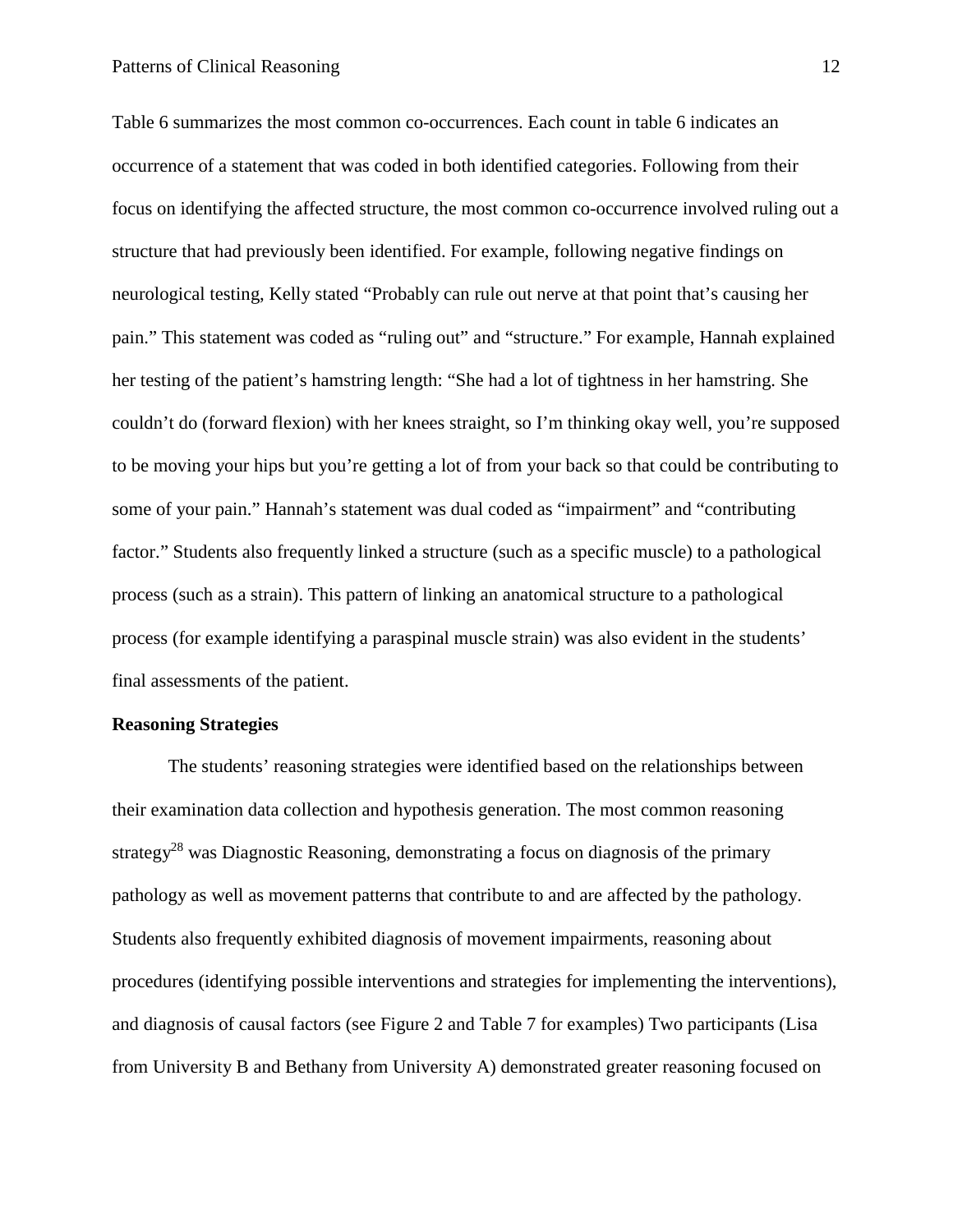Table 6 summarizes the most common co-occurrences. Each count in table 6 indicates an occurrence of a statement that was coded in both identified categories. Following from their focus on identifying the affected structure, the most common co-occurrence involved ruling out a structure that had previously been identified. For example, following negative findings on neurological testing, Kelly stated "Probably can rule out nerve at that point that's causing her pain." This statement was coded as "ruling out" and "structure." For example, Hannah explained her testing of the patient's hamstring length: "She had a lot of tightness in her hamstring. She couldn't do (forward flexion) with her knees straight, so I'm thinking okay well, you're supposed to be moving your hips but you're getting a lot of from your back so that could be contributing to some of your pain." Hannah's statement was dual coded as "impairment" and "contributing factor." Students also frequently linked a structure (such as a specific muscle) to a pathological process (such as a strain). This pattern of linking an anatomical structure to a pathological process (for example identifying a paraspinal muscle strain) was also evident in the students' final assessments of the patient.

**Reasoning Strategies**

The students' reasoning strategies were identified based on the relationships between their examination data collection and hypothesis generation. The most common reasoning strategy[28] was Diagnostic Reasoning, demonstrating a focus on diagnosis of the primary pathology as well as movement patterns that contribute to and are affected by the pathology. Students also frequently exhibited diagnosis of movement impairments, reasoning about procedures (identifying possible interventions and strategies for implementing the interventions), and diagnosis of causal factors (see Figure 2 and Table 7 for examples) Two participants (Lisa from University B and Bethany from University A) demonstrated greater reasoning focused on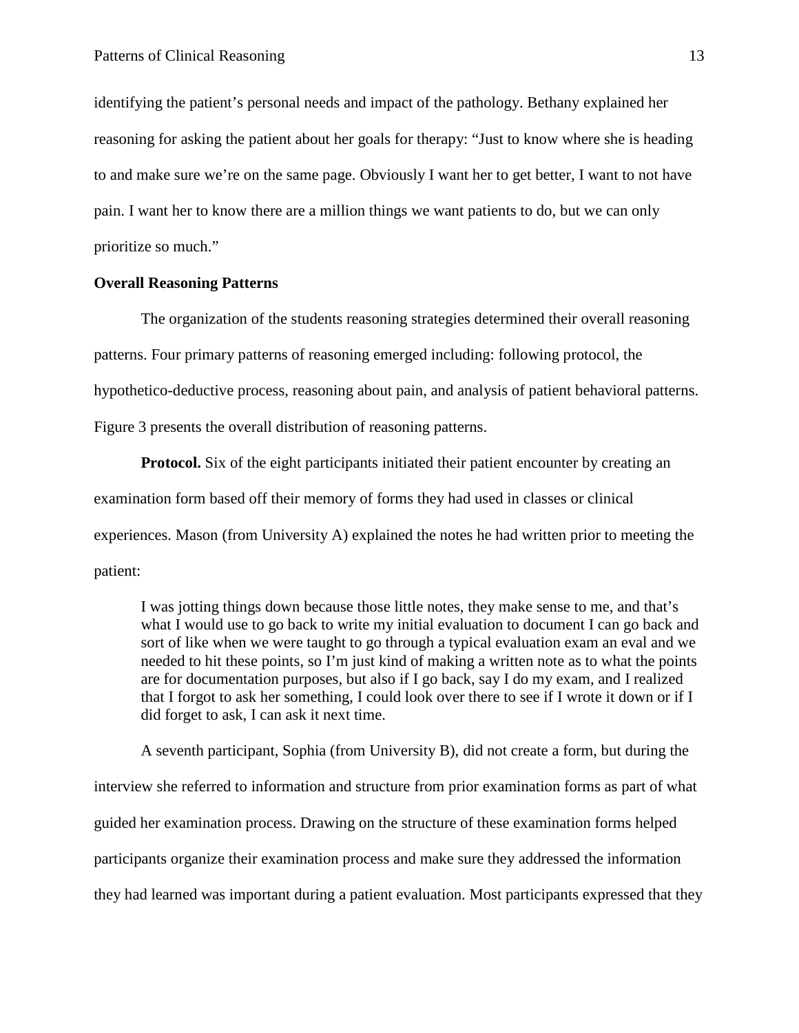identifying the patient's personal needs and impact of the pathology. Bethany explained her reasoning for asking the patient about her goals for therapy: "Just to know where she is heading to and make sure we're on the same page. Obviously I want her to get better, I want to not have pain. I want her to know there are a million things we want patients to do, but we can only prioritize so much."

**Overall Reasoning Patterns**

The organization of the students reasoning strategies determined their overall reasoning patterns. Four primary patterns of reasoning emerged including: following protocol, the hypothetico-deductive process, reasoning about pain, and analysis of patient behavioral patterns. Figure 3 presents the overall distribution of reasoning patterns.

**Protocol.** Six of the eight participants initiated their patient encounter by creating an examination form based off their memory of forms they had used in classes or clinical experiences. Mason (from University A) explained the notes he had written prior to meeting the patient:

> I was jotting things down because those little notes, they make sense to me, and that's what I would use to go back to write my initial evaluation to document I can go back and sort of like when we were taught to go through a typical evaluation exam an eval and we needed to hit these points, so I'm just kind of making a written note as to what the points are for documentation purposes, but also if I go back, say I do my exam, and I realized that I forgot to ask her something, I could look over there to see if I wrote it down or if I did forget to ask, I can ask it next time.

A seventh participant, Sophia (from University B), did not create a form, but during the interview she referred to information and structure from prior examination forms as part of what guided her examination process. Drawing on the structure of these examination forms helped participants organize their examination process and make sure they addressed the information they had learned was important during a patient evaluation. Most participants expressed that they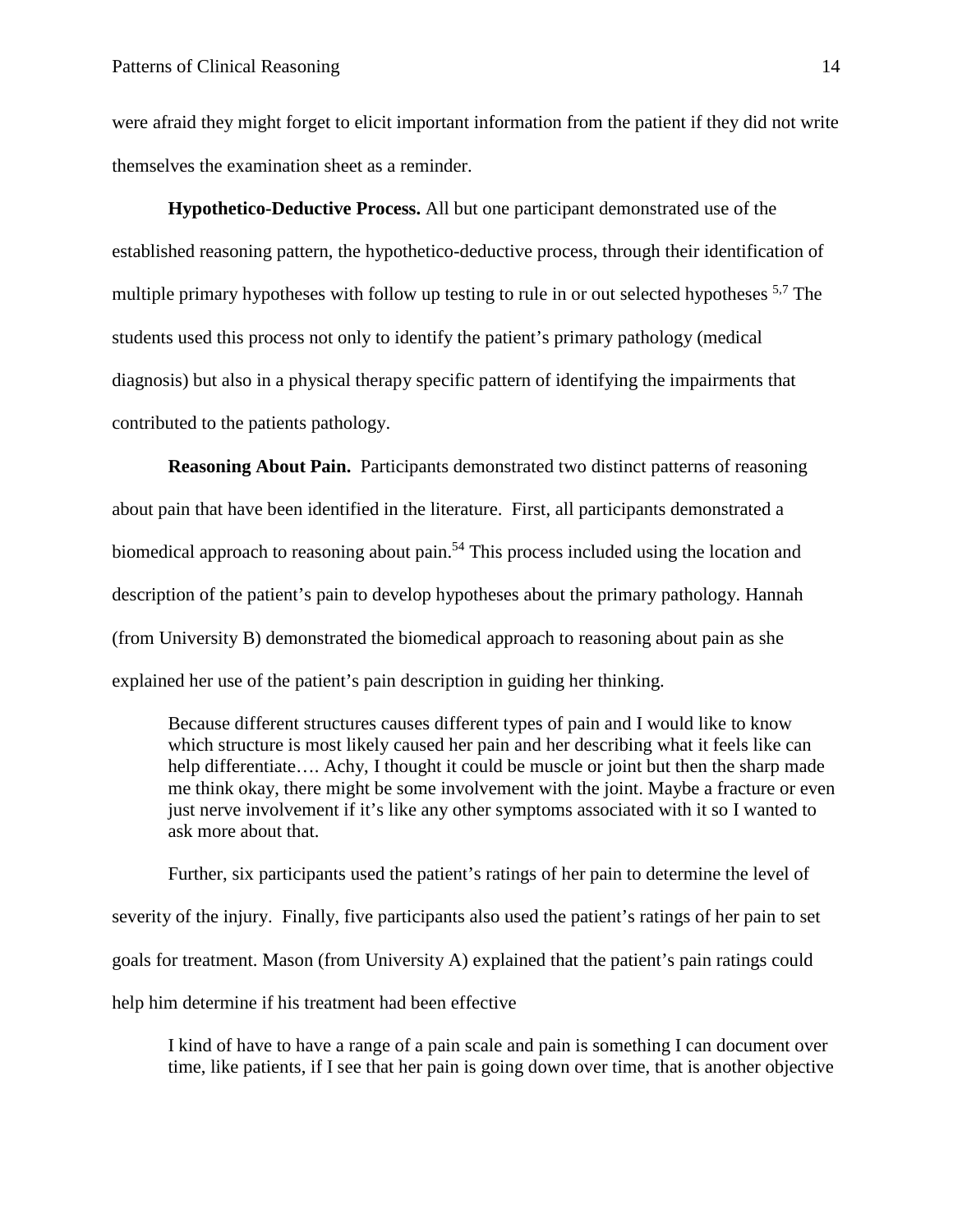were afraid they might forget to elicit important information from the patient if they did not write themselves the examination sheet as a reminder.

**Hypothetico-Deductive Process.** All but one participant demonstrated use of the established reasoning pattern, the hypothetico-deductive process, through their identification of multiple primary hypotheses with follow up testing to rule in or out selected hypotheses [5,7] The students used this process not only to identify the patient's primary pathology (medical diagnosis) but also in a physical therapy specific pattern of identifying the impairments that contributed to the patients pathology.

**Reasoning About Pain.** Participants demonstrated two distinct patterns of reasoning about pain that have been identified in the literature. First, all participants demonstrated a biomedical approach to reasoning about pain.[54] This process included using the location and description of the patient's pain to develop hypotheses about the primary pathology. Hannah (from University B) demonstrated the biomedical approach to reasoning about pain as she explained her use of the patient's pain description in guiding her thinking.

> Because different structures causes different types of pain and I would like to know which structure is most likely caused her pain and her describing what it feels like can help differentiate…. Achy, I thought it could be muscle or joint but then the sharp made me think okay, there might be some involvement with the joint. Maybe a fracture or even just nerve involvement if it's like any other symptoms associated with it so I wanted to ask more about that.

Further, six participants used the patient's ratings of her pain to determine the level of severity of the injury. Finally, five participants also used the patient's ratings of her pain to set goals for treatment. Mason (from University A) explained that the patient's pain ratings could help him determine if his treatment had been effective

> I kind of have to have a range of a pain scale and pain is something I can document over time, like patients, if I see that her pain is going down over time, that is another objective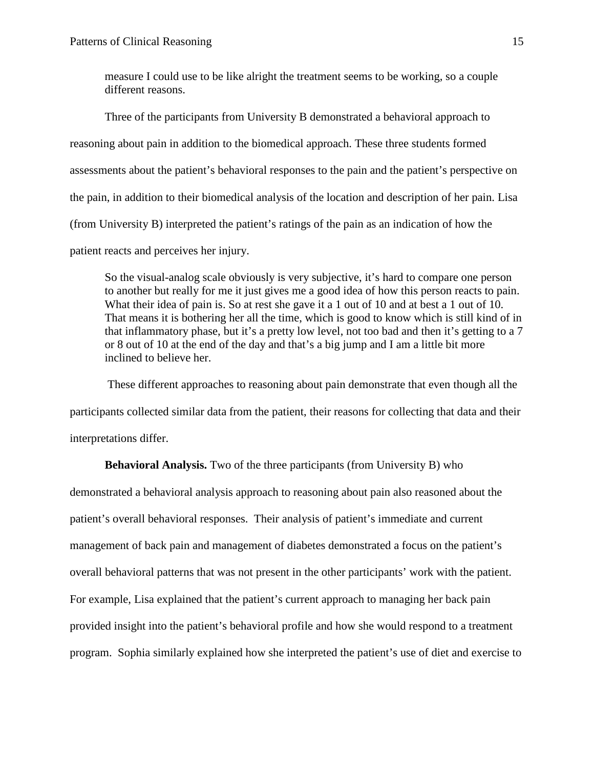> measure I could use to be like alright the treatment seems to be working, so a couple different reasons.

Three of the participants from University B demonstrated a behavioral approach to reasoning about pain in addition to the biomedical approach. These three students formed assessments about the patient's behavioral responses to the pain and the patient's perspective on the pain, in addition to their biomedical analysis of the location and description of her pain. Lisa (from University B) interpreted the patient's ratings of the pain as an indication of how the patient reacts and perceives her injury.

> So the visual-analog scale obviously is very subjective, it's hard to compare one person to another but really for me it just gives me a good idea of how this person reacts to pain. What their idea of pain is. So at rest she gave it a 1 out of 10 and at best a 1 out of 10. That means it is bothering her all the time, which is good to know which is still kind of in that inflammatory phase, but it's a pretty low level, not too bad and then it's getting to a 7 or 8 out of 10 at the end of the day and that's a big jump and I am a little bit more inclined to believe her.

These different approaches to reasoning about pain demonstrate that even though all the participants collected similar data from the patient, their reasons for collecting that data and their interpretations differ.

**Behavioral Analysis.** Two of the three participants (from University B) who demonstrated a behavioral analysis approach to reasoning about pain also reasoned about the patient's overall behavioral responses. Their analysis of patient's immediate and current management of back pain and management of diabetes demonstrated a focus on the patient's overall behavioral patterns that was not present in the other participants' work with the patient. For example, Lisa explained that the patient's current approach to managing her back pain provided insight into the patient's behavioral profile and how she would respond to a treatment program. Sophia similarly explained how she interpreted the patient's use of diet and exercise to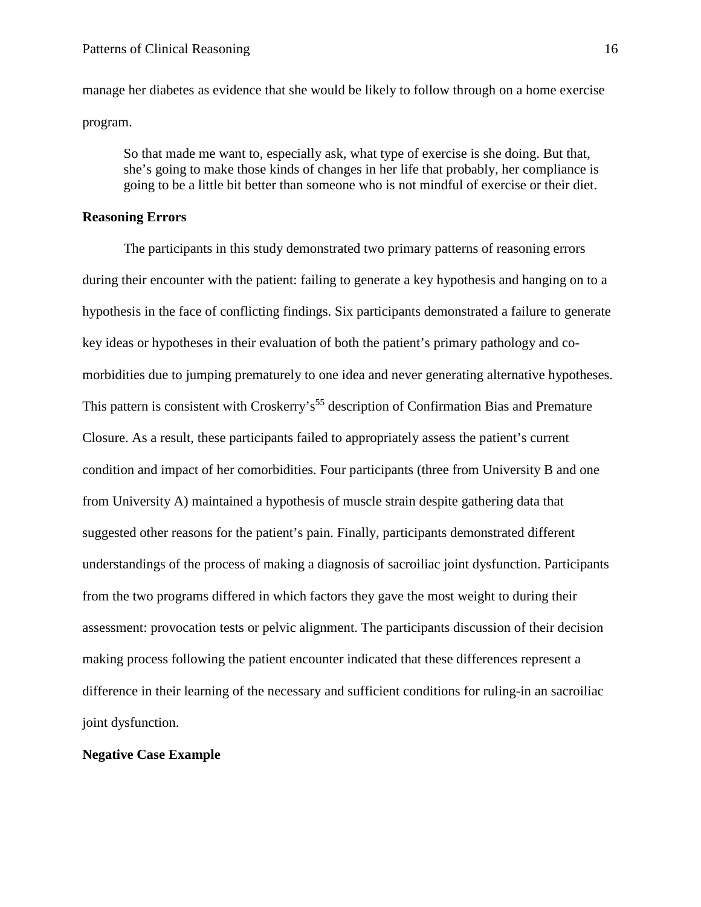manage her diabetes as evidence that she would be likely to follow through on a home exercise program.

> So that made me want to, especially ask, what type of exercise is she doing. But that, she's going to make those kinds of changes in her life that probably, her compliance is going to be a little bit better than someone who is not mindful of exercise or their diet.

## Reasoning Errors

The participants in this study demonstrated two primary patterns of reasoning errors during their encounter with the patient: failing to generate a key hypothesis and hanging on to a hypothesis in the face of conflicting findings. Six participants demonstrated a failure to generate key ideas or hypotheses in their evaluation of both the patient's primary pathology and co-morbidities due to jumping prematurely to one idea and never generating alternative hypotheses. This pattern is consistent with Croskerry's[55] description of Confirmation Bias and Premature Closure. As a result, these participants failed to appropriately assess the patient's current condition and impact of her comorbidities. Four participants (three from University B and one from University A) maintained a hypothesis of muscle strain despite gathering data that suggested other reasons for the patient's pain. Finally, participants demonstrated different understandings of the process of making a diagnosis of sacroiliac joint dysfunction. Participants from the two programs differed in which factors they gave the most weight to during their assessment: provocation tests or pelvic alignment. The participants discussion of their decision making process following the patient encounter indicated that these differences represent a difference in their learning of the necessary and sufficient conditions for ruling-in an sacroiliac joint dysfunction.

## Negative Case Example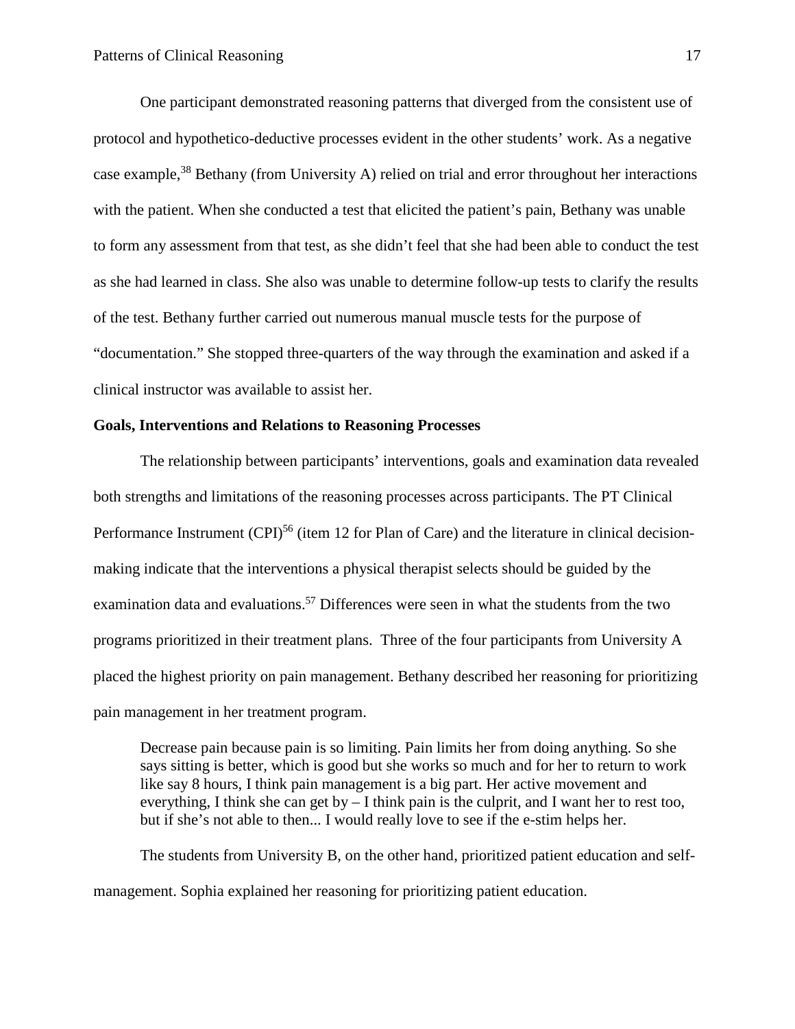One participant demonstrated reasoning patterns that diverged from the consistent use of protocol and hypothetico-deductive processes evident in the other students' work. As a negative case example,[38] Bethany (from University A) relied on trial and error throughout her interactions with the patient. When she conducted a test that elicited the patient's pain, Bethany was unable to form any assessment from that test, as she didn't feel that she had been able to conduct the test as she had learned in class. She also was unable to determine follow-up tests to clarify the results of the test. Bethany further carried out numerous manual muscle tests for the purpose of "documentation." She stopped three-quarters of the way through the examination and asked if a clinical instructor was available to assist her.

**Goals, Interventions and Relations to Reasoning Processes**

The relationship between participants' interventions, goals and examination data revealed both strengths and limitations of the reasoning processes across participants. The PT Clinical Performance Instrument (CPI)[56] (item 12 for Plan of Care) and the literature in clinical decision-making indicate that the interventions a physical therapist selects should be guided by the examination data and evaluations.[57] Differences were seen in what the students from the two programs prioritized in their treatment plans. Three of the four participants from University A placed the highest priority on pain management. Bethany described her reasoning for prioritizing pain management in her treatment program.

> Decrease pain because pain is so limiting. Pain limits her from doing anything. So she says sitting is better, which is good but she works so much and for her to return to work like say 8 hours, I think pain management is a big part. Her active movement and everything, I think she can get by – I think pain is the culprit, and I want her to rest too, but if she's not able to then... I would really love to see if the e-stim helps her.

The students from University B, on the other hand, prioritized patient education and self-management. Sophia explained her reasoning for prioritizing patient education.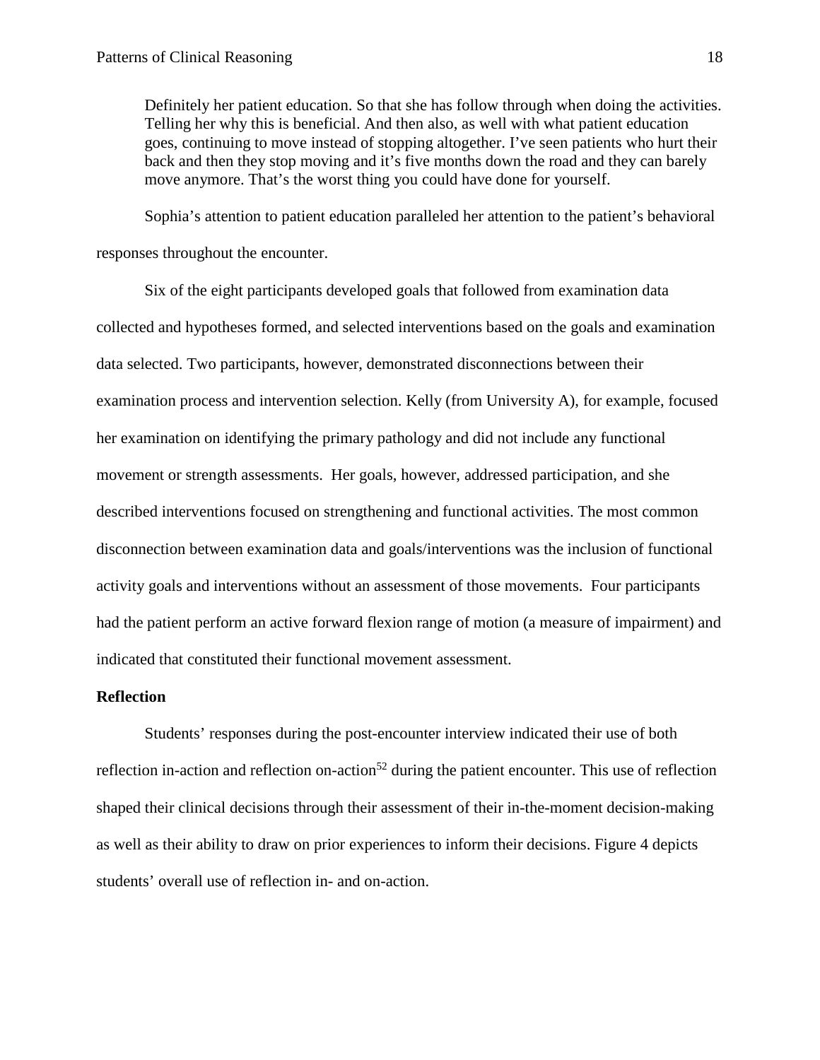> Definitely her patient education. So that she has follow through when doing the activities. Telling her why this is beneficial. And then also, as well with what patient education goes, continuing to move instead of stopping altogether. I've seen patients who hurt their back and then they stop moving and it's five months down the road and they can barely move anymore. That's the worst thing you could have done for yourself.

Sophia's attention to patient education paralleled her attention to the patient's behavioral responses throughout the encounter.

Six of the eight participants developed goals that followed from examination data collected and hypotheses formed, and selected interventions based on the goals and examination data selected. Two participants, however, demonstrated disconnections between their examination process and intervention selection. Kelly (from University A), for example, focused her examination on identifying the primary pathology and did not include any functional movement or strength assessments. Her goals, however, addressed participation, and she described interventions focused on strengthening and functional activities. The most common disconnection between examination data and goals/interventions was the inclusion of functional activity goals and interventions without an assessment of those movements. Four participants had the patient perform an active forward flexion range of motion (a measure of impairment) and indicated that constituted their functional movement assessment.

### Reflection

Students' responses during the post-encounter interview indicated their use of both reflection in-action and reflection on-action[52] during the patient encounter. This use of reflection shaped their clinical decisions through their assessment of their in-the-moment decision-making as well as their ability to draw on prior experiences to inform their decisions. Figure 4 depicts students' overall use of reflection in- and on-action.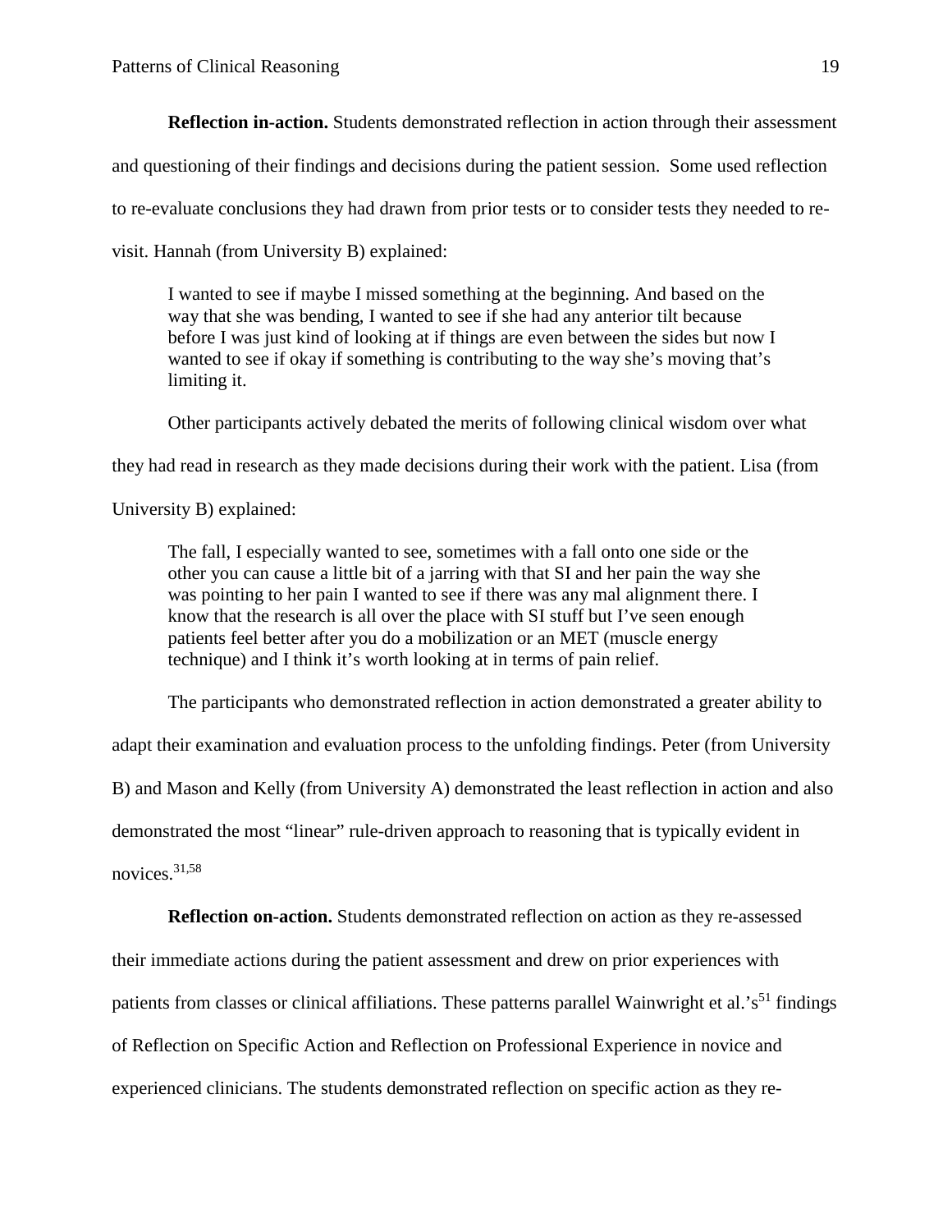**Reflection in-action.** Students demonstrated reflection in action through their assessment and questioning of their findings and decisions during the patient session. Some used reflection to re-evaluate conclusions they had drawn from prior tests or to consider tests they needed to re-visit. Hannah (from University B) explained:

> I wanted to see if maybe I missed something at the beginning. And based on the way that she was bending, I wanted to see if she had any anterior tilt because before I was just kind of looking at if things are even between the sides but now I wanted to see if okay if something is contributing to the way she's moving that's limiting it.

Other participants actively debated the merits of following clinical wisdom over what they had read in research as they made decisions during their work with the patient. Lisa (from University B) explained:

> The fall, I especially wanted to see, sometimes with a fall onto one side or the other you can cause a little bit of a jarring with that SI and her pain the way she was pointing to her pain I wanted to see if there was any mal alignment there. I know that the research is all over the place with SI stuff but I've seen enough patients feel better after you do a mobilization or an MET (muscle energy technique) and I think it's worth looking at in terms of pain relief.

The participants who demonstrated reflection in action demonstrated a greater ability to adapt their examination and evaluation process to the unfolding findings. Peter (from University B) and Mason and Kelly (from University A) demonstrated the least reflection in action and also demonstrated the most "linear" rule-driven approach to reasoning that is typically evident in novices.[31,58]

**Reflection on-action.** Students demonstrated reflection on action as they re-assessed their immediate actions during the patient assessment and drew on prior experiences with patients from classes or clinical affiliations. These patterns parallel Wainwright et al.'s[51] findings of Reflection on Specific Action and Reflection on Professional Experience in novice and experienced clinicians. The students demonstrated reflection on specific action as they re-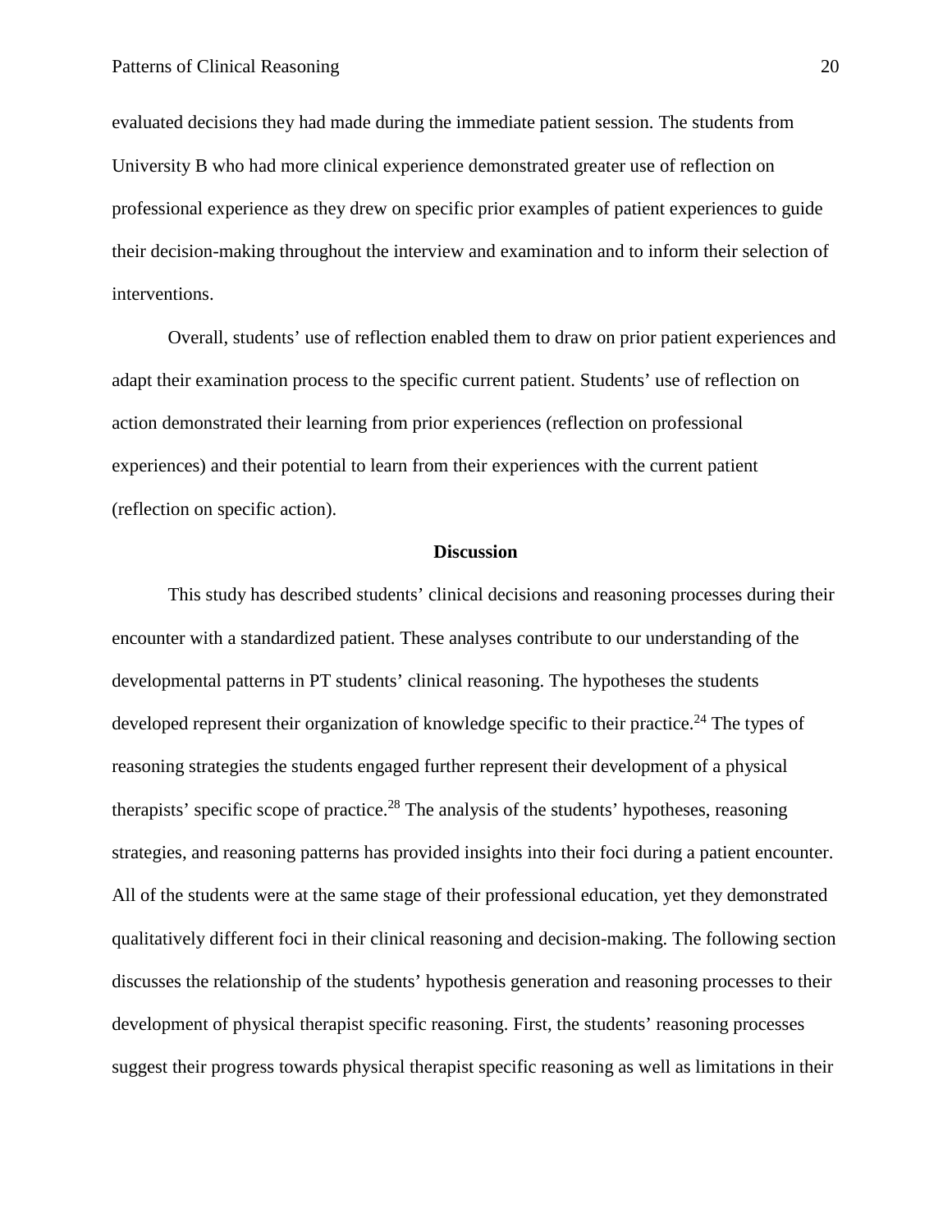evaluated decisions they had made during the immediate patient session. The students from University B who had more clinical experience demonstrated greater use of reflection on professional experience as they drew on specific prior examples of patient experiences to guide their decision-making throughout the interview and examination and to inform their selection of interventions.

Overall, students' use of reflection enabled them to draw on prior patient experiences and adapt their examination process to the specific current patient. Students' use of reflection on action demonstrated their learning from prior experiences (reflection on professional experiences) and their potential to learn from their experiences with the current patient (reflection on specific action).

## Discussion

This study has described students' clinical decisions and reasoning processes during their encounter with a standardized patient. These analyses contribute to our understanding of the developmental patterns in PT students' clinical reasoning. The hypotheses the students developed represent their organization of knowledge specific to their practice.[24] The types of reasoning strategies the students engaged further represent their development of a physical therapists' specific scope of practice.[28] The analysis of the students' hypotheses, reasoning strategies, and reasoning patterns has provided insights into their foci during a patient encounter. All of the students were at the same stage of their professional education, yet they demonstrated qualitatively different foci in their clinical reasoning and decision-making. The following section discusses the relationship of the students' hypothesis generation and reasoning processes to their development of physical therapist specific reasoning. First, the students' reasoning processes suggest their progress towards physical therapist specific reasoning as well as limitations in their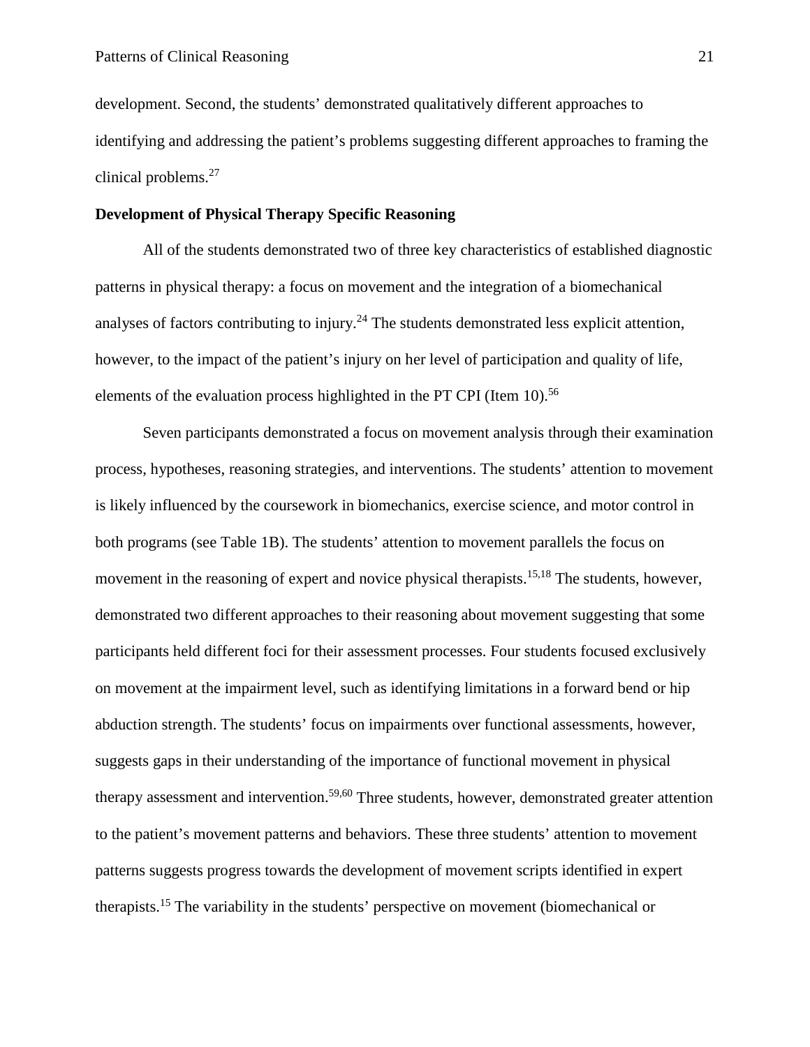development. Second, the students' demonstrated qualitatively different approaches to identifying and addressing the patient's problems suggesting different approaches to framing the clinical problems.[27]

**Development of Physical Therapy Specific Reasoning**

All of the students demonstrated two of three key characteristics of established diagnostic patterns in physical therapy: a focus on movement and the integration of a biomechanical analyses of factors contributing to injury.[24] The students demonstrated less explicit attention, however, to the impact of the patient's injury on her level of participation and quality of life, elements of the evaluation process highlighted in the PT CPI (Item 10).[56]

Seven participants demonstrated a focus on movement analysis through their examination process, hypotheses, reasoning strategies, and interventions. The students' attention to movement is likely influenced by the coursework in biomechanics, exercise science, and motor control in both programs (see Table 1B). The students' attention to movement parallels the focus on movement in the reasoning of expert and novice physical therapists.[15,18] The students, however, demonstrated two different approaches to their reasoning about movement suggesting that some participants held different foci for their assessment processes. Four students focused exclusively on movement at the impairment level, such as identifying limitations in a forward bend or hip abduction strength. The students' focus on impairments over functional assessments, however, suggests gaps in their understanding of the importance of functional movement in physical therapy assessment and intervention.[59,60] Three students, however, demonstrated greater attention to the patient's movement patterns and behaviors. These three students' attention to movement patterns suggests progress towards the development of movement scripts identified in expert therapists.[15] The variability in the students' perspective on movement (biomechanical or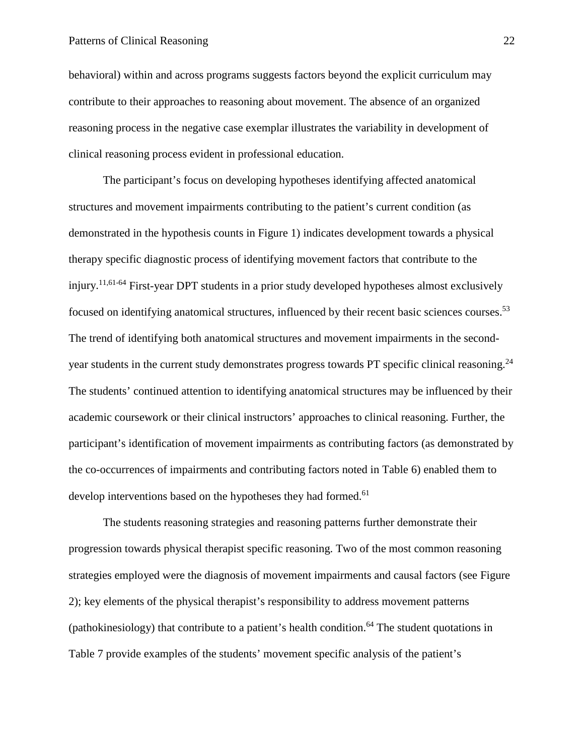behavioral) within and across programs suggests factors beyond the explicit curriculum may contribute to their approaches to reasoning about movement. The absence of an organized reasoning process in the negative case exemplar illustrates the variability in development of clinical reasoning process evident in professional education.

The participant's focus on developing hypotheses identifying affected anatomical structures and movement impairments contributing to the patient's current condition (as demonstrated in the hypothesis counts in Figure 1) indicates development towards a physical therapy specific diagnostic process of identifying movement factors that contribute to the injury.[11,61-64] First-year DPT students in a prior study developed hypotheses almost exclusively focused on identifying anatomical structures, influenced by their recent basic sciences courses.[53] The trend of identifying both anatomical structures and movement impairments in the second-year students in the current study demonstrates progress towards PT specific clinical reasoning.[24] The students' continued attention to identifying anatomical structures may be influenced by their academic coursework or their clinical instructors' approaches to clinical reasoning. Further, the participant's identification of movement impairments as contributing factors (as demonstrated by the co-occurrences of impairments and contributing factors noted in Table 6) enabled them to develop interventions based on the hypotheses they had formed.[61]

The students reasoning strategies and reasoning patterns further demonstrate their progression towards physical therapist specific reasoning. Two of the most common reasoning strategies employed were the diagnosis of movement impairments and causal factors (see Figure 2); key elements of the physical therapist's responsibility to address movement patterns (pathokinesiology) that contribute to a patient's health condition.[64] The student quotations in Table 7 provide examples of the students' movement specific analysis of the patient's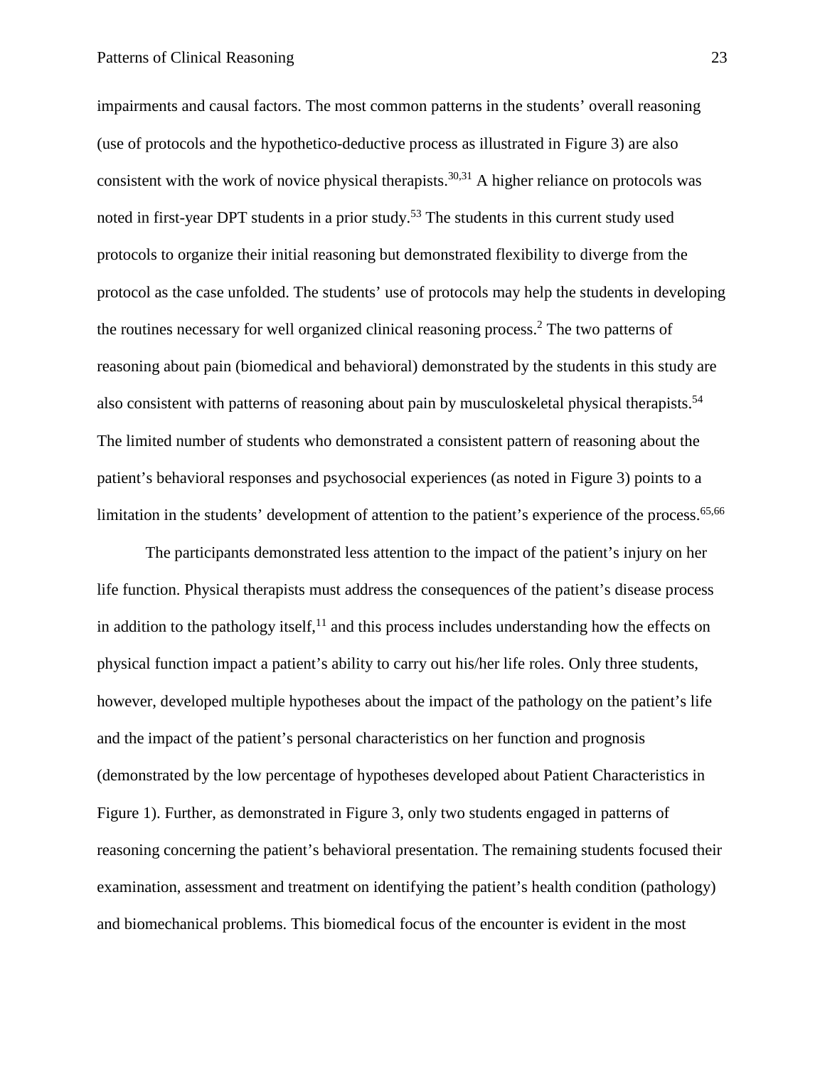impairments and causal factors. The most common patterns in the students' overall reasoning (use of protocols and the hypothetico-deductive process as illustrated in Figure 3) are also consistent with the work of novice physical therapists.[30,31] A higher reliance on protocols was noted in first-year DPT students in a prior study.[53] The students in this current study used protocols to organize their initial reasoning but demonstrated flexibility to diverge from the protocol as the case unfolded. The students' use of protocols may help the students in developing the routines necessary for well organized clinical reasoning process.[2] The two patterns of reasoning about pain (biomedical and behavioral) demonstrated by the students in this study are also consistent with patterns of reasoning about pain by musculoskeletal physical therapists.[54] The limited number of students who demonstrated a consistent pattern of reasoning about the patient's behavioral responses and psychosocial experiences (as noted in Figure 3) points to a limitation in the students' development of attention to the patient's experience of the process.[65,66]

The participants demonstrated less attention to the impact of the patient's injury on her life function. Physical therapists must address the consequences of the patient's disease process in addition to the pathology itself,[11] and this process includes understanding how the effects on physical function impact a patient's ability to carry out his/her life roles. Only three students, however, developed multiple hypotheses about the impact of the pathology on the patient's life and the impact of the patient's personal characteristics on her function and prognosis (demonstrated by the low percentage of hypotheses developed about Patient Characteristics in Figure 1). Further, as demonstrated in Figure 3, only two students engaged in patterns of reasoning concerning the patient's behavioral presentation. The remaining students focused their examination, assessment and treatment on identifying the patient's health condition (pathology) and biomechanical problems. This biomedical focus of the encounter is evident in the most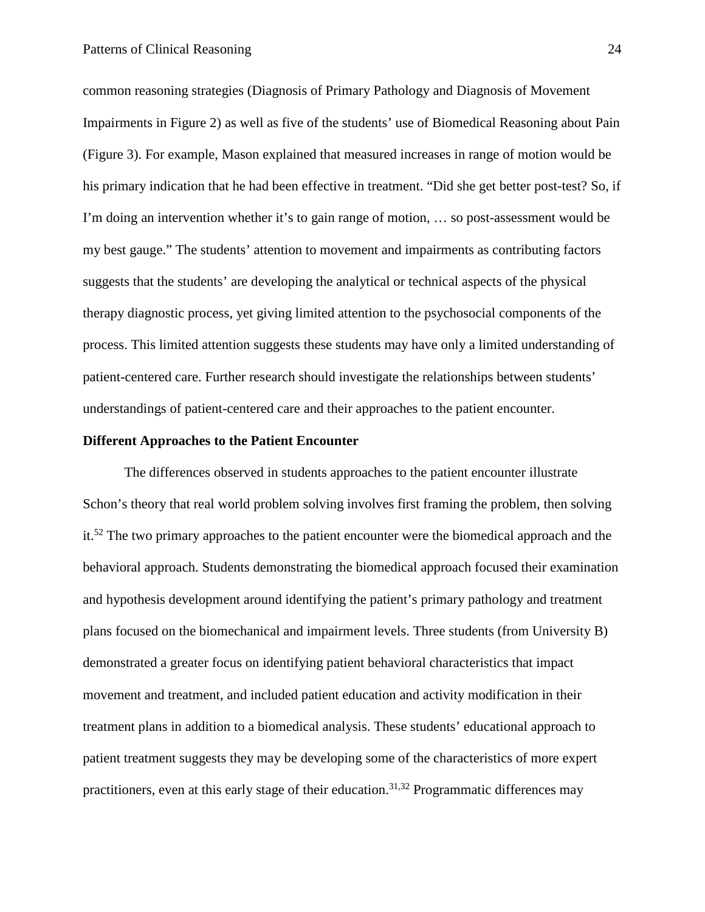common reasoning strategies (Diagnosis of Primary Pathology and Diagnosis of Movement Impairments in Figure 2) as well as five of the students' use of Biomedical Reasoning about Pain (Figure 3). For example, Mason explained that measured increases in range of motion would be his primary indication that he had been effective in treatment. "Did she get better post-test? So, if I'm doing an intervention whether it's to gain range of motion, … so post-assessment would be my best gauge." The students' attention to movement and impairments as contributing factors suggests that the students' are developing the analytical or technical aspects of the physical therapy diagnostic process, yet giving limited attention to the psychosocial components of the process. This limited attention suggests these students may have only a limited understanding of patient-centered care. Further research should investigate the relationships between students' understandings of patient-centered care and their approaches to the patient encounter.

**Different Approaches to the Patient Encounter**

The differences observed in students approaches to the patient encounter illustrate Schon's theory that real world problem solving involves first framing the problem, then solving it.[52] The two primary approaches to the patient encounter were the biomedical approach and the behavioral approach. Students demonstrating the biomedical approach focused their examination and hypothesis development around identifying the patient's primary pathology and treatment plans focused on the biomechanical and impairment levels. Three students (from University B) demonstrated a greater focus on identifying patient behavioral characteristics that impact movement and treatment, and included patient education and activity modification in their treatment plans in addition to a biomedical analysis. These students' educational approach to patient treatment suggests they may be developing some of the characteristics of more expert practitioners, even at this early stage of their education.[31,32] Programmatic differences may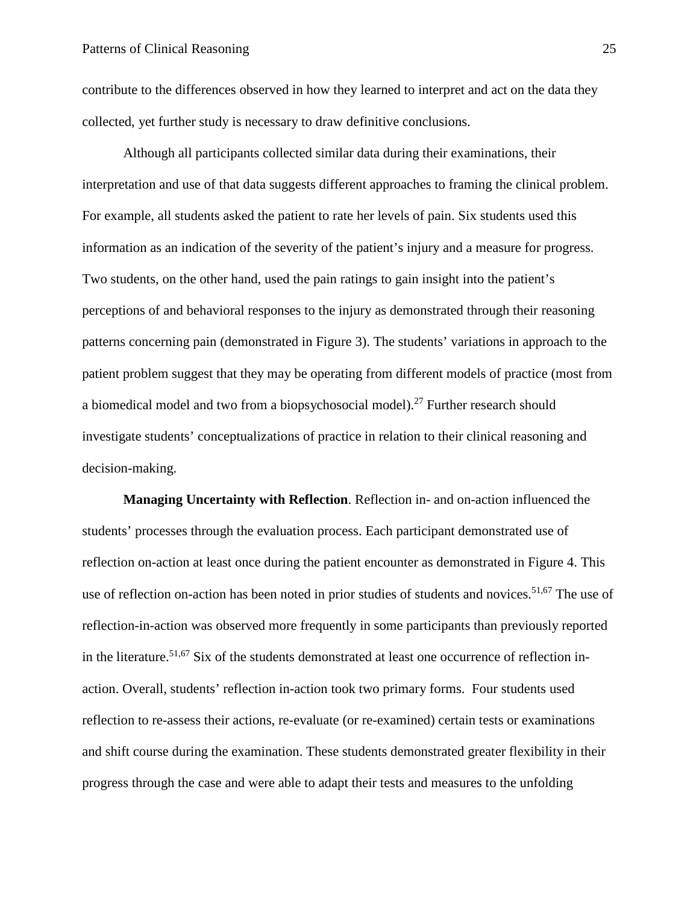contribute to the differences observed in how they learned to interpret and act on the data they collected, yet further study is necessary to draw definitive conclusions.

Although all participants collected similar data during their examinations, their interpretation and use of that data suggests different approaches to framing the clinical problem. For example, all students asked the patient to rate her levels of pain. Six students used this information as an indication of the severity of the patient's injury and a measure for progress. Two students, on the other hand, used the pain ratings to gain insight into the patient's perceptions of and behavioral responses to the injury as demonstrated through their reasoning patterns concerning pain (demonstrated in Figure 3). The students' variations in approach to the patient problem suggest that they may be operating from different models of practice (most from a biomedical model and two from a biopsychosocial model).[27] Further research should investigate students' conceptualizations of practice in relation to their clinical reasoning and decision-making.

**Managing Uncertainty with Reflection**. Reflection in- and on-action influenced the students' processes through the evaluation process. Each participant demonstrated use of reflection on-action at least once during the patient encounter as demonstrated in Figure 4. This use of reflection on-action has been noted in prior studies of students and novices.[51,67] The use of reflection-in-action was observed more frequently in some participants than previously reported in the literature.[51,67] Six of the students demonstrated at least one occurrence of reflection in-action. Overall, students' reflection in-action took two primary forms. Four students used reflection to re-assess their actions, re-evaluate (or re-examined) certain tests or examinations and shift course during the examination. These students demonstrated greater flexibility in their progress through the case and were able to adapt their tests and measures to the unfolding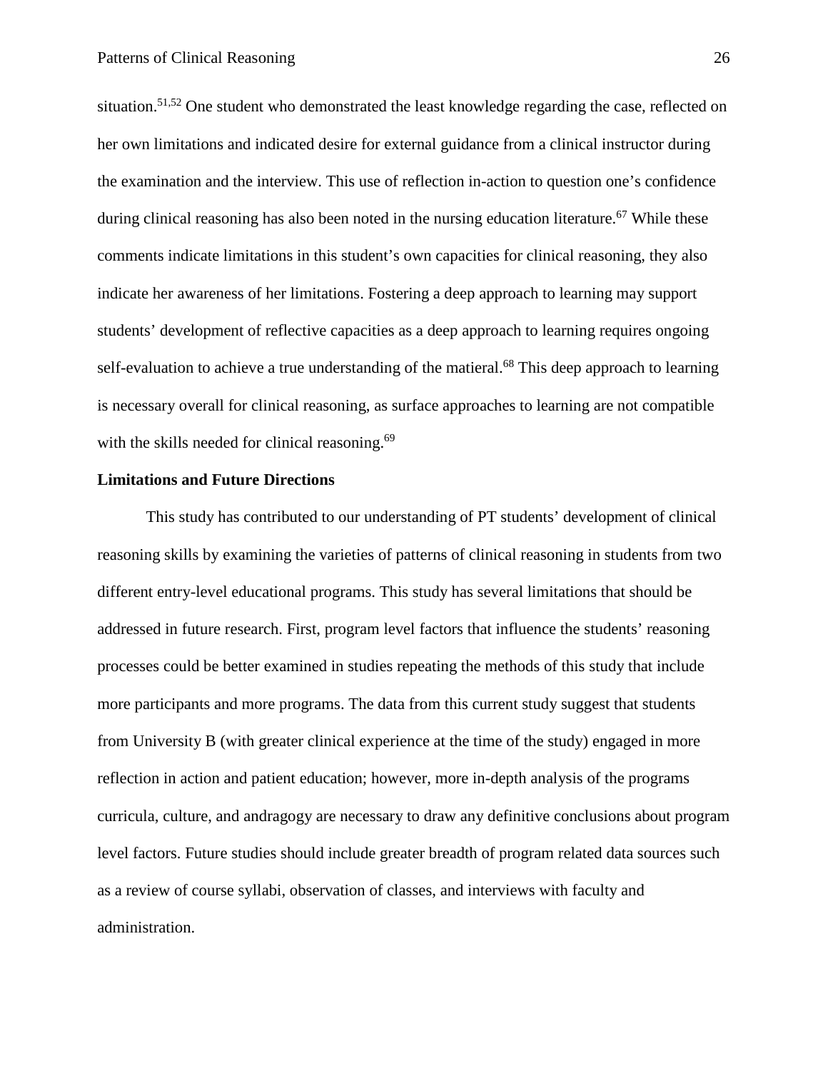situation.[51,52] One student who demonstrated the least knowledge regarding the case, reflected on her own limitations and indicated desire for external guidance from a clinical instructor during the examination and the interview. This use of reflection in-action to question one's confidence during clinical reasoning has also been noted in the nursing education literature.[67] While these comments indicate limitations in this student's own capacities for clinical reasoning, they also indicate her awareness of her limitations. Fostering a deep approach to learning may support students' development of reflective capacities as a deep approach to learning requires ongoing self-evaluation to achieve a true understanding of the matieral.[68] This deep approach to learning is necessary overall for clinical reasoning, as surface approaches to learning are not compatible with the skills needed for clinical reasoning.[69]

**Limitations and Future Directions**

This study has contributed to our understanding of PT students' development of clinical reasoning skills by examining the varieties of patterns of clinical reasoning in students from two different entry-level educational programs. This study has several limitations that should be addressed in future research. First, program level factors that influence the students' reasoning processes could be better examined in studies repeating the methods of this study that include more participants and more programs. The data from this current study suggest that students from University B (with greater clinical experience at the time of the study) engaged in more reflection in action and patient education; however, more in-depth analysis of the programs curricula, culture, and andragogy are necessary to draw any definitive conclusions about program level factors. Future studies should include greater breadth of program related data sources such as a review of course syllabi, observation of classes, and interviews with faculty and administration.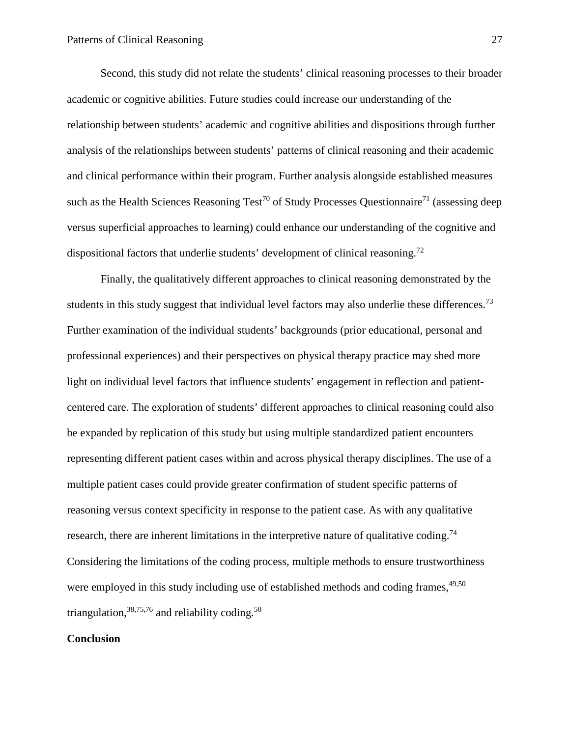Second, this study did not relate the students' clinical reasoning processes to their broader academic or cognitive abilities. Future studies could increase our understanding of the relationship between students' academic and cognitive abilities and dispositions through further analysis of the relationships between students' patterns of clinical reasoning and their academic and clinical performance within their program. Further analysis alongside established measures such as the Health Sciences Reasoning Test[70] of Study Processes Questionnaire[71] (assessing deep versus superficial approaches to learning) could enhance our understanding of the cognitive and dispositional factors that underlie students' development of clinical reasoning.[72]

Finally, the qualitatively different approaches to clinical reasoning demonstrated by the students in this study suggest that individual level factors may also underlie these differences.[73] Further examination of the individual students' backgrounds (prior educational, personal and professional experiences) and their perspectives on physical therapy practice may shed more light on individual level factors that influence students' engagement in reflection and patient-centered care. The exploration of students' different approaches to clinical reasoning could also be expanded by replication of this study but using multiple standardized patient encounters representing different patient cases within and across physical therapy disciplines. The use of a multiple patient cases could provide greater confirmation of student specific patterns of reasoning versus context specificity in response to the patient case. As with any qualitative research, there are inherent limitations in the interpretive nature of qualitative coding.[74] Considering the limitations of the coding process, multiple methods to ensure trustworthiness were employed in this study including use of established methods and coding frames,[49,50] triangulation,[38,75,76] and reliability coding.[50]

## Conclusion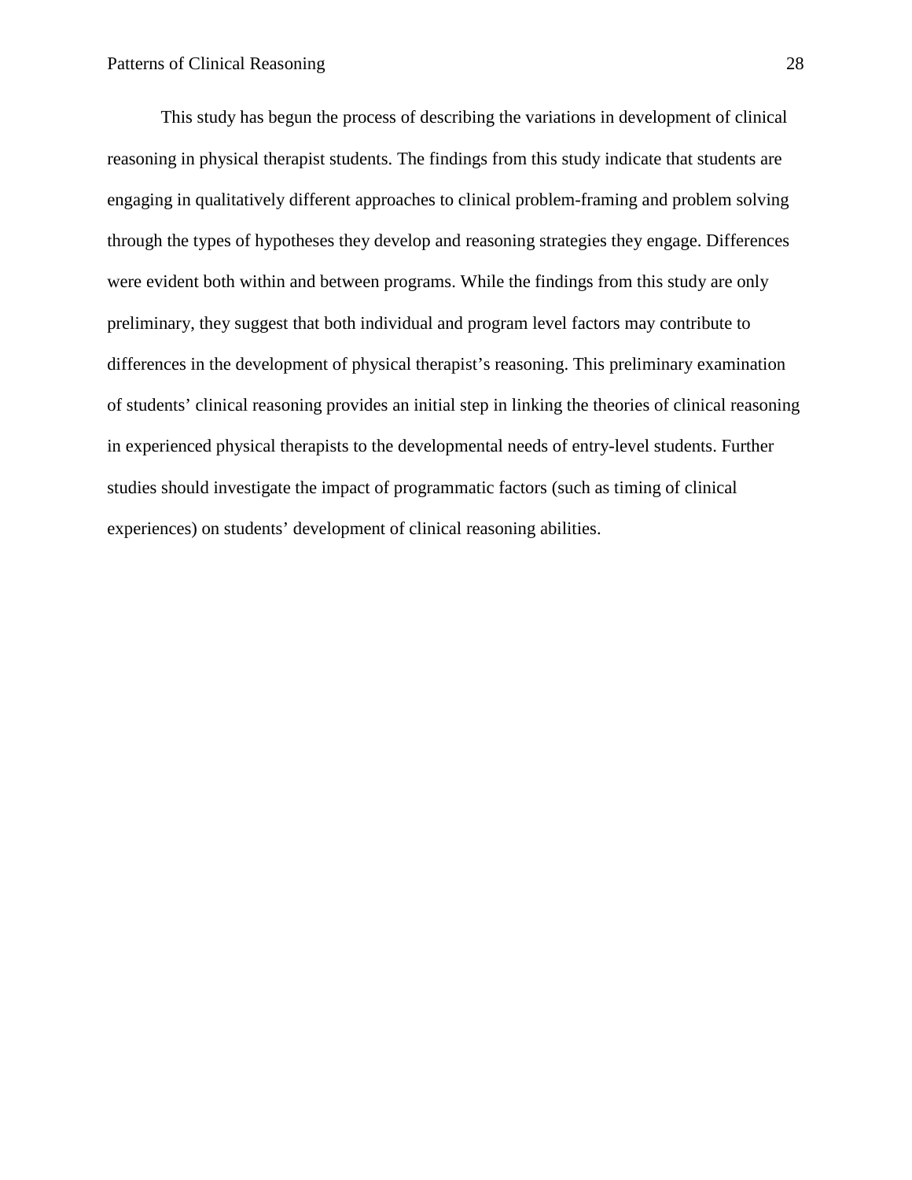This study has begun the process of describing the variations in development of clinical reasoning in physical therapist students. The findings from this study indicate that students are engaging in qualitatively different approaches to clinical problem-framing and problem solving through the types of hypotheses they develop and reasoning strategies they engage. Differences were evident both within and between programs. While the findings from this study are only preliminary, they suggest that both individual and program level factors may contribute to differences in the development of physical therapist's reasoning. This preliminary examination of students' clinical reasoning provides an initial step in linking the theories of clinical reasoning in experienced physical therapists to the developmental needs of entry-level students. Further studies should investigate the impact of programmatic factors (such as timing of clinical experiences) on students' development of clinical reasoning abilities.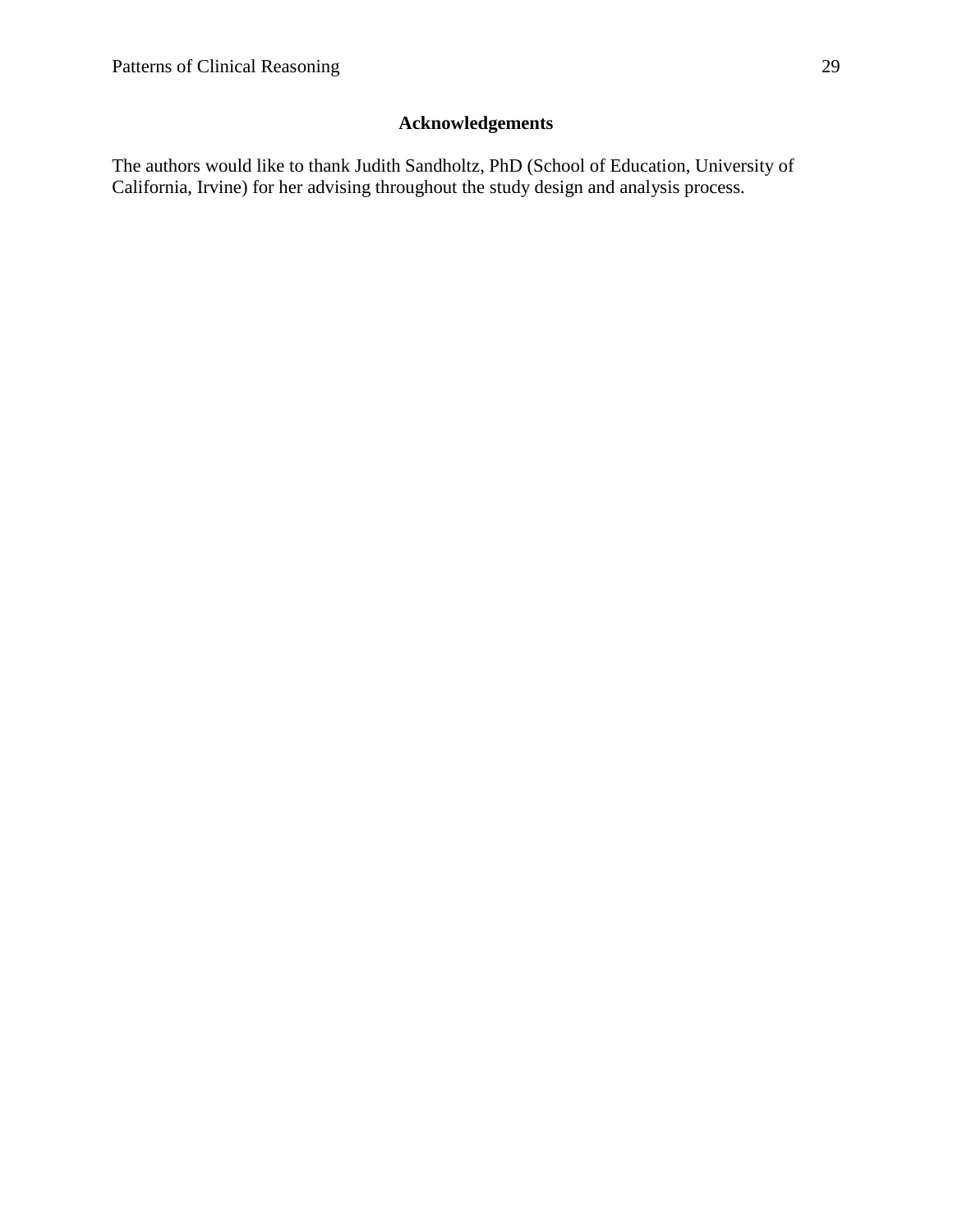## Acknowledgements

The authors would like to thank Judith Sandholtz, PhD (School of Education, University of California, Irvine) for her advising throughout the study design and analysis process.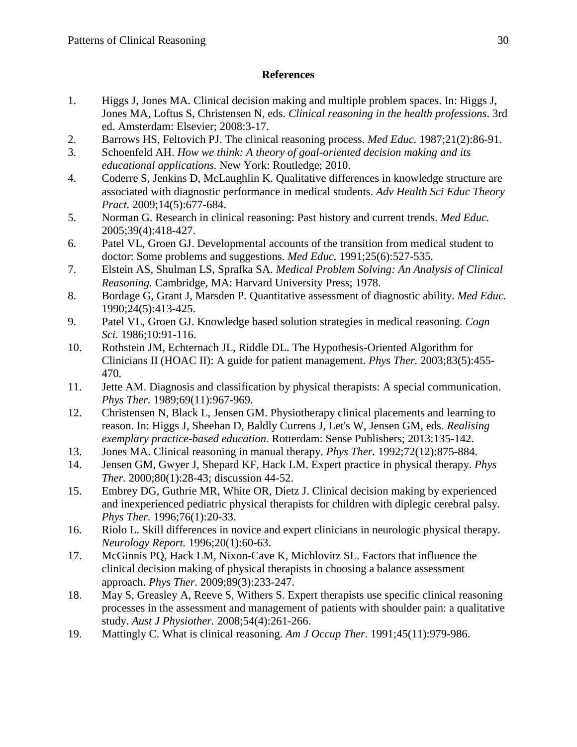## References

1. Higgs J, Jones MA. Clinical decision making and multiple problem spaces. In: Higgs J, Jones MA, Loftus S, Christensen N, eds. *Clinical reasoning in the health professions*. 3rd ed. Amsterdam: Elsevier; 2008:3-17.
2. Barrows HS, Feltovich PJ. The clinical reasoning process. *Med Educ.* 1987;21(2):86-91.
3. Schoenfeld AH. *How we think: A theory of goal-oriented decision making and its educational applications.* New York: Routledge; 2010.
4. Coderre S, Jenkins D, McLaughlin K. Qualitative differences in knowledge structure are associated with diagnostic performance in medical students. *Adv Health Sci Educ Theory Pract.* 2009;14(5):677-684.
5. Norman G. Research in clinical reasoning: Past history and current trends. *Med Educ.* 2005;39(4):418-427.
6. Patel VL, Groen GJ. Developmental accounts of the transition from medical student to doctor: Some problems and suggestions. *Med Educ.* 1991;25(6):527-535.
7. Elstein AS, Shulman LS, Sprafka SA. *Medical Problem Solving: An Analysis of Clinical Reasoning.* Cambridge, MA: Harvard University Press; 1978.
8. Bordage G, Grant J, Marsden P. Quantitative assessment of diagnostic ability. *Med Educ.* 1990;24(5):413-425.
9. Patel VL, Groen GJ. Knowledge based solution strategies in medical reasoning. *Cogn Sci.* 1986;10:91-116.
10. Rothstein JM, Echternach JL, Riddle DL. The Hypothesis-Oriented Algorithm for Clinicians II (HOAC II): A guide for patient management. *Phys Ther.* 2003;83(5):455-470.
11. Jette AM. Diagnosis and classification by physical therapists: A special communication. *Phys Ther.* 1989;69(11):967-969.
12. Christensen N, Black L, Jensen GM. Physiotherapy clinical placements and learning to reason. In: Higgs J, Sheehan D, Baldly Currens J, Let's W, Jensen GM, eds. *Realising exemplary practice-based education*. Rotterdam: Sense Publishers; 2013:135-142.
13. Jones MA. Clinical reasoning in manual therapy. *Phys Ther.* 1992;72(12):875-884.
14. Jensen GM, Gwyer J, Shepard KF, Hack LM. Expert practice in physical therapy. *Phys Ther.* 2000;80(1):28-43; discussion 44-52.
15. Embrey DG, Guthrie MR, White OR, Dietz J. Clinical decision making by experienced and inexperienced pediatric physical therapists for children with diplegic cerebral palsy. *Phys Ther.* 1996;76(1):20-33.
16. Riolo L. Skill differences in novice and expert clinicians in neurologic physical therapy. *Neurology Report.* 1996;20(1):60-63.
17. McGinnis PQ, Hack LM, Nixon-Cave K, Michlovitz SL. Factors that influence the clinical decision making of physical therapists in choosing a balance assessment approach. *Phys Ther.* 2009;89(3):233-247.
18. May S, Greasley A, Reeve S, Withers S. Expert therapists use specific clinical reasoning processes in the assessment and management of patients with shoulder pain: a qualitative study. *Aust J Physiother.* 2008;54(4):261-266.
19. Mattingly C. What is clinical reasoning. *Am J Occup Ther.* 1991;45(11):979-986.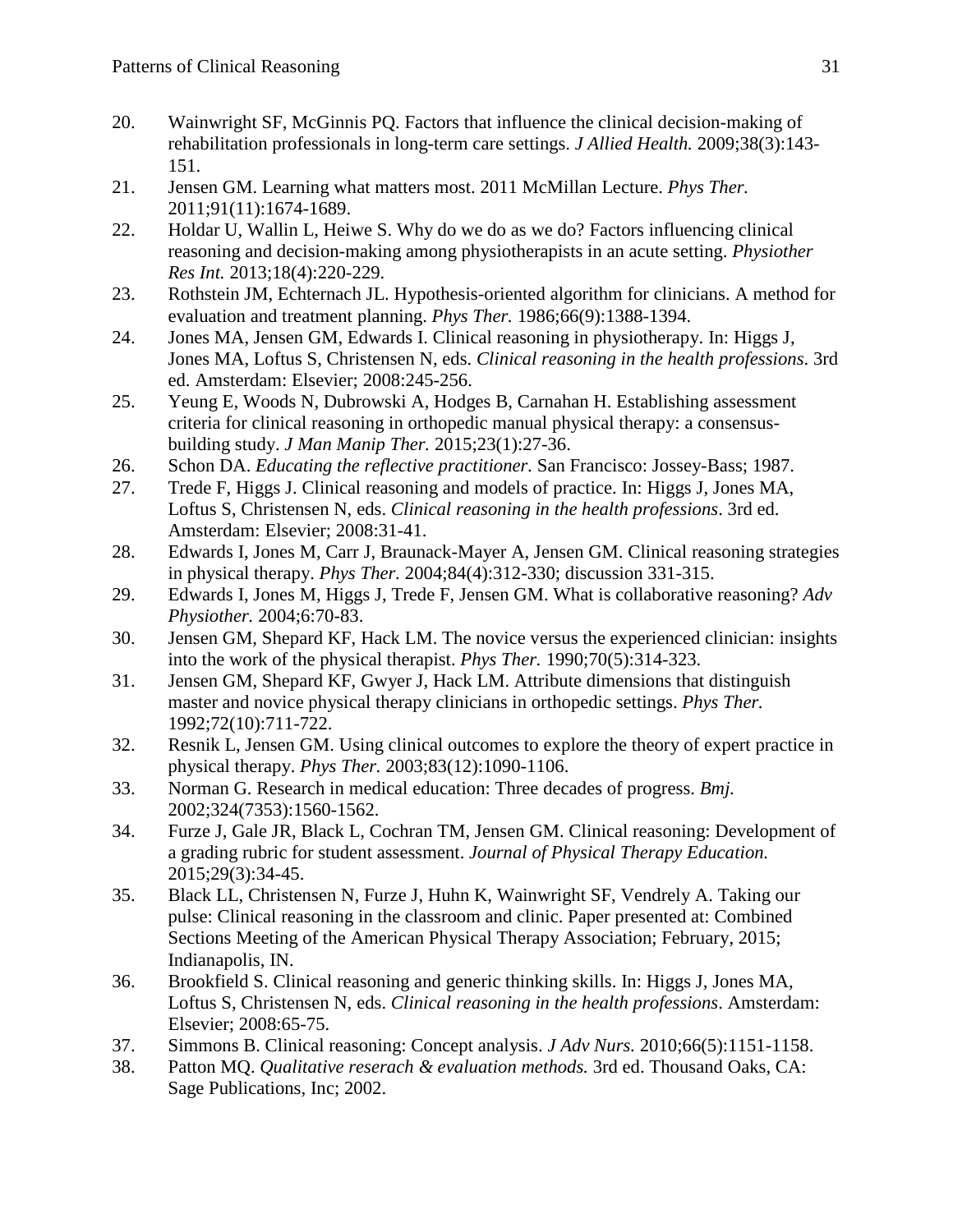20. Wainwright SF, McGinnis PQ. Factors that influence the clinical decision-making of rehabilitation professionals in long-term care settings. *J Allied Health.* 2009;38(3):143-151.
21. Jensen GM. Learning what matters most. 2011 McMillan Lecture. *Phys Ther.* 2011;91(11):1674-1689.
22. Holdar U, Wallin L, Heiwe S. Why do we do as we do? Factors influencing clinical reasoning and decision-making among physiotherapists in an acute setting. *Physiother Res Int.* 2013;18(4):220-229.
23. Rothstein JM, Echternach JL. Hypothesis-oriented algorithm for clinicians. A method for evaluation and treatment planning. *Phys Ther.* 1986;66(9):1388-1394.
24. Jones MA, Jensen GM, Edwards I. Clinical reasoning in physiotherapy. In: Higgs J, Jones MA, Loftus S, Christensen N, eds. *Clinical reasoning in the health professions*. 3rd ed. Amsterdam: Elsevier; 2008:245-256.
25. Yeung E, Woods N, Dubrowski A, Hodges B, Carnahan H. Establishing assessment criteria for clinical reasoning in orthopedic manual physical therapy: a consensus-building study. *J Man Manip Ther.* 2015;23(1):27-36.
26. Schon DA. *Educating the reflective practitioner*. San Francisco: Jossey-Bass; 1987.
27. Trede F, Higgs J. Clinical reasoning and models of practice. In: Higgs J, Jones MA, Loftus S, Christensen N, eds. *Clinical reasoning in the health professions*. 3rd ed. Amsterdam: Elsevier; 2008:31-41.
28. Edwards I, Jones M, Carr J, Braunack-Mayer A, Jensen GM. Clinical reasoning strategies in physical therapy. *Phys Ther.* 2004;84(4):312-330; discussion 331-315.
29. Edwards I, Jones M, Higgs J, Trede F, Jensen GM. What is collaborative reasoning? *Adv Physiother.* 2004;6:70-83.
30. Jensen GM, Shepard KF, Hack LM. The novice versus the experienced clinician: insights into the work of the physical therapist. *Phys Ther.* 1990;70(5):314-323.
31. Jensen GM, Shepard KF, Gwyer J, Hack LM. Attribute dimensions that distinguish master and novice physical therapy clinicians in orthopedic settings. *Phys Ther.* 1992;72(10):711-722.
32. Resnik L, Jensen GM. Using clinical outcomes to explore the theory of expert practice in physical therapy. *Phys Ther.* 2003;83(12):1090-1106.
33. Norman G. Research in medical education: Three decades of progress. *Bmj.* 2002;324(7353):1560-1562.
34. Furze J, Gale JR, Black L, Cochran TM, Jensen GM. Clinical reasoning: Development of a grading rubric for student assessment. *Journal of Physical Therapy Education.* 2015;29(3):34-45.
35. Black LL, Christensen N, Furze J, Huhn K, Wainwright SF, Vendrely A. Taking our pulse: Clinical reasoning in the classroom and clinic. Paper presented at: Combined Sections Meeting of the American Physical Therapy Association; February, 2015; Indianapolis, IN.
36. Brookfield S. Clinical reasoning and generic thinking skills. In: Higgs J, Jones MA, Loftus S, Christensen N, eds. *Clinical reasoning in the health professions*. Amsterdam: Elsevier; 2008:65-75.
37. Simmons B. Clinical reasoning: Concept analysis. *J Adv Nurs.* 2010;66(5):1151-1158.
38. Patton MQ. *Qualitative reserach & evaluation methods.* 3rd ed. Thousand Oaks, CA: Sage Publications, Inc; 2002.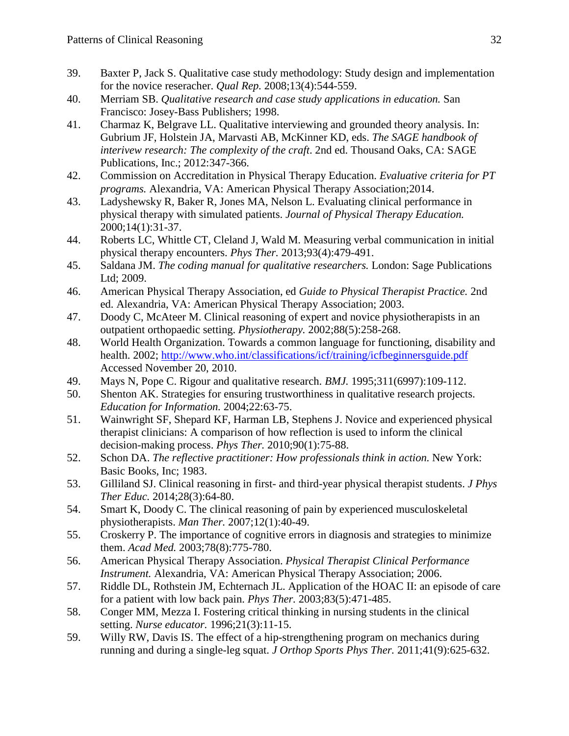39. Baxter P, Jack S. Qualitative case study methodology: Study design and implementation for the novice reseracher. *Qual Rep.* 2008;13(4):544-559.
40. Merriam SB. *Qualitative research and case study applications in education.* San Francisco: Josey-Bass Publishers; 1998.
41. Charmaz K, Belgrave LL. Qualitative interviewing and grounded theory analysis. In: Gubrium JF, Holstein JA, Marvasti AB, McKinner KD, eds. *The SAGE handbook of interivew research: The complexity of the craft.* 2nd ed. Thousand Oaks, CA: SAGE Publications, Inc.; 2012:347-366.
42. Commission on Accreditation in Physical Therapy Education. *Evaluative criteria for PT programs.* Alexandria, VA: American Physical Therapy Association;2014.
43. Ladyshewsky R, Baker R, Jones MA, Nelson L. Evaluating clinical performance in physical therapy with simulated patients. *Journal of Physical Therapy Education.* 2000;14(1):31-37.
44. Roberts LC, Whittle CT, Cleland J, Wald M. Measuring verbal communication in initial physical therapy encounters. *Phys Ther.* 2013;93(4):479-491.
45. Saldana JM. *The coding manual for qualitative researchers.* London: Sage Publications Ltd; 2009.
46. American Physical Therapy Association, ed *Guide to Physical Therapist Practice.* 2nd ed. Alexandria, VA: American Physical Therapy Association; 2003.
47. Doody C, McAteer M. Clinical reasoning of expert and novice physiotherapists in an outpatient orthopaedic setting. *Physiotherapy.* 2002;88(5):258-268.
48. World Health Organization. Towards a common language for functioning, disability and health. 2002; http://www.who.int/classifications/icf/training/icfbeginnersguide.pdf Accessed November 20, 2010.
49. Mays N, Pope C. Rigour and qualitative research. *BMJ.* 1995;311(6997):109-112.
50. Shenton AK. Strategies for ensuring trustworthiness in qualitative research projects. *Education for Information.* 2004;22:63-75.
51. Wainwright SF, Shepard KF, Harman LB, Stephens J. Novice and experienced physical therapist clinicians: A comparison of how reflection is used to inform the clinical decision-making process. *Phys Ther.* 2010;90(1):75-88.
52. Schon DA. *The reflective practitioner: How professionals think in action.* New York: Basic Books, Inc; 1983.
53. Gilliland SJ. Clinical reasoning in first- and third-year physical therapist students. *J Phys Ther Educ.* 2014;28(3):64-80.
54. Smart K, Doody C. The clinical reasoning of pain by experienced musculoskeletal physiotherapists. *Man Ther.* 2007;12(1):40-49.
55. Croskerry P. The importance of cognitive errors in diagnosis and strategies to minimize them. *Acad Med.* 2003;78(8):775-780.
56. American Physical Therapy Association. *Physical Therapist Clinical Performance Instrument.* Alexandria, VA: American Physical Therapy Association; 2006.
57. Riddle DL, Rothstein JM, Echternach JL. Application of the HOAC II: an episode of care for a patient with low back pain. *Phys Ther.* 2003;83(5):471-485.
58. Conger MM, Mezza I. Fostering critical thinking in nursing students in the clinical setting. *Nurse educator.* 1996;21(3):11-15.
59. Willy RW, Davis IS. The effect of a hip-strengthening program on mechanics during running and during a single-leg squat. *J Orthop Sports Phys Ther.* 2011;41(9):625-632.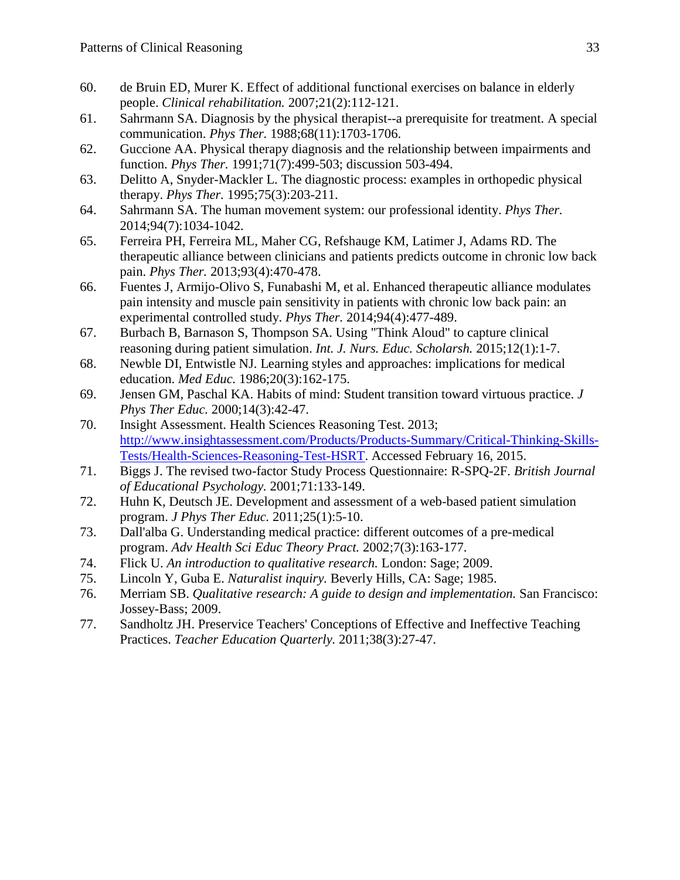60. de Bruin ED, Murer K. Effect of additional functional exercises on balance in elderly people. *Clinical rehabilitation.* 2007;21(2):112-121.
61. Sahrmann SA. Diagnosis by the physical therapist--a prerequisite for treatment. A special communication. *Phys Ther.* 1988;68(11):1703-1706.
62. Guccione AA. Physical therapy diagnosis and the relationship between impairments and function. *Phys Ther.* 1991;71(7):499-503; discussion 503-494.
63. Delitto A, Snyder-Mackler L. The diagnostic process: examples in orthopedic physical therapy. *Phys Ther.* 1995;75(3):203-211.
64. Sahrmann SA. The human movement system: our professional identity. *Phys Ther.* 2014;94(7):1034-1042.
65. Ferreira PH, Ferreira ML, Maher CG, Refshauge KM, Latimer J, Adams RD. The therapeutic alliance between clinicians and patients predicts outcome in chronic low back pain. *Phys Ther.* 2013;93(4):470-478.
66. Fuentes J, Armijo-Olivo S, Funabashi M, et al. Enhanced therapeutic alliance modulates pain intensity and muscle pain sensitivity in patients with chronic low back pain: an experimental controlled study. *Phys Ther.* 2014;94(4):477-489.
67. Burbach B, Barnason S, Thompson SA. Using "Think Aloud" to capture clinical reasoning during patient simulation. *Int. J. Nurs. Educ. Scholarsh.* 2015;12(1):1-7.
68. Newble DI, Entwistle NJ. Learning styles and approaches: implications for medical education. *Med Educ.* 1986;20(3):162-175.
69. Jensen GM, Paschal KA. Habits of mind: Student transition toward virtuous practice. *J Phys Ther Educ.* 2000;14(3):42-47.
70. Insight Assessment. Health Sciences Reasoning Test. 2013; http://www.insightassessment.com/Products/Products-Summary/Critical-Thinking-Skills-Tests/Health-Sciences-Reasoning-Test-HSRT. Accessed February 16, 2015.
71. Biggs J. The revised two-factor Study Process Questionnaire: R-SPQ-2F. *British Journal of Educational Psychology.* 2001;71:133-149.
72. Huhn K, Deutsch JE. Development and assessment of a web-based patient simulation program. *J Phys Ther Educ.* 2011;25(1):5-10.
73. Dall'alba G. Understanding medical practice: different outcomes of a pre-medical program. *Adv Health Sci Educ Theory Pract.* 2002;7(3):163-177.
74. Flick U. *An introduction to qualitative research.* London: Sage; 2009.
75. Lincoln Y, Guba E. *Naturalist inquiry.* Beverly Hills, CA: Sage; 1985.
76. Merriam SB. *Qualitative research: A guide to design and implementation.* San Francisco: Jossey-Bass; 2009.
77. Sandholtz JH. Preservice Teachers' Conceptions of Effective and Ineffective Teaching Practices. *Teacher Education Quarterly.* 2011;38(3):27-47.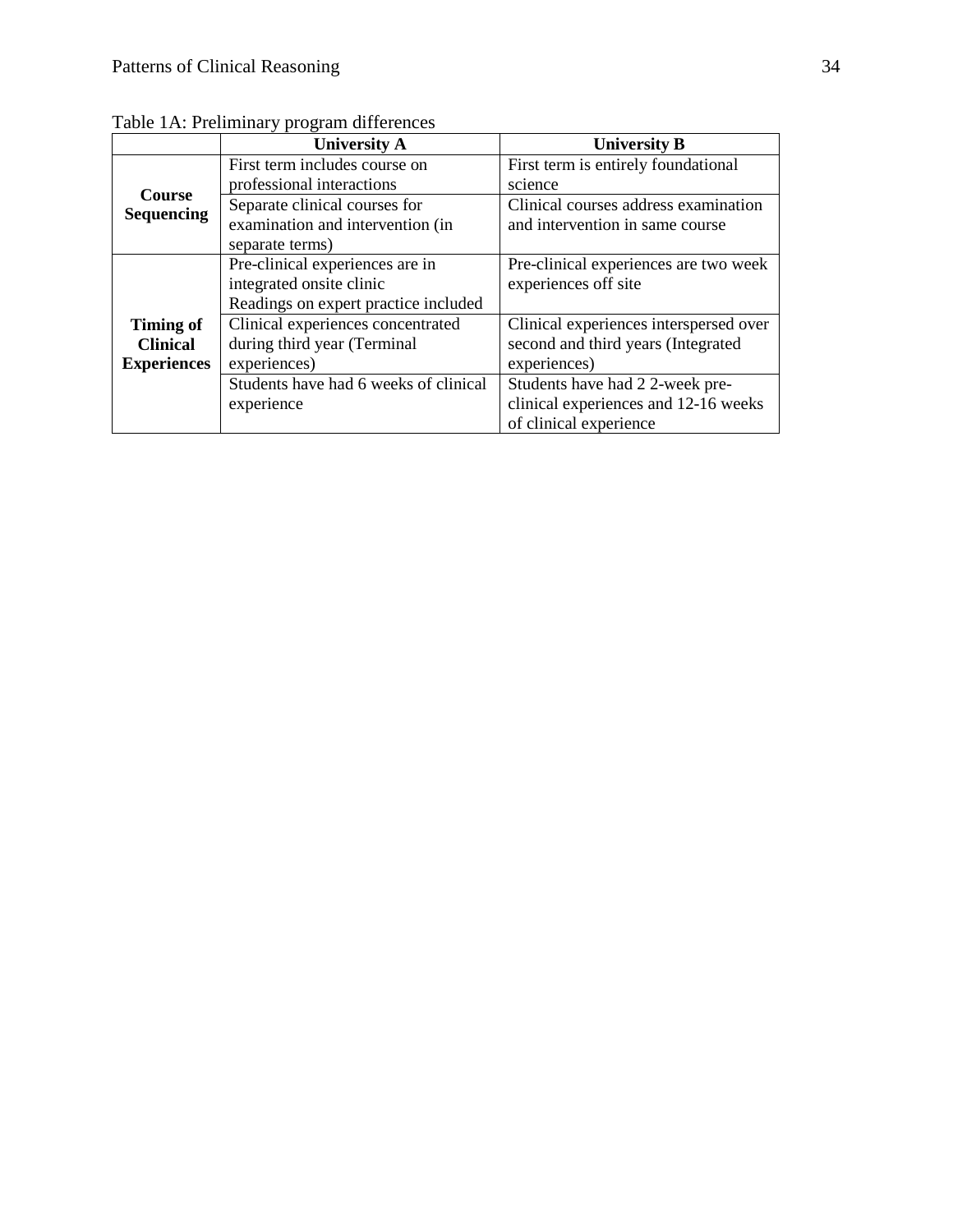Table 1A: Preliminary program differences

| | University A | University B |
|---|---|---|
| **Course Sequencing** | First term includes course on professional interactions | First term is entirely foundational science |
| | Separate clinical courses for examination and intervention (in separate terms) | Clinical courses address examination and intervention in same course |
| **Timing of Clinical Experiences** | Pre-clinical experiences are in integrated onsite clinic<br>Readings on expert practice included | Pre-clinical experiences are two week experiences off site |
| | Clinical experiences concentrated during third year (Terminal experiences) | Clinical experiences interspersed over second and third years (Integrated experiences) |
| | Students have had 6 weeks of clinical experience | Students have had 2 2-week pre-clinical experiences and 12-16 weeks of clinical experience |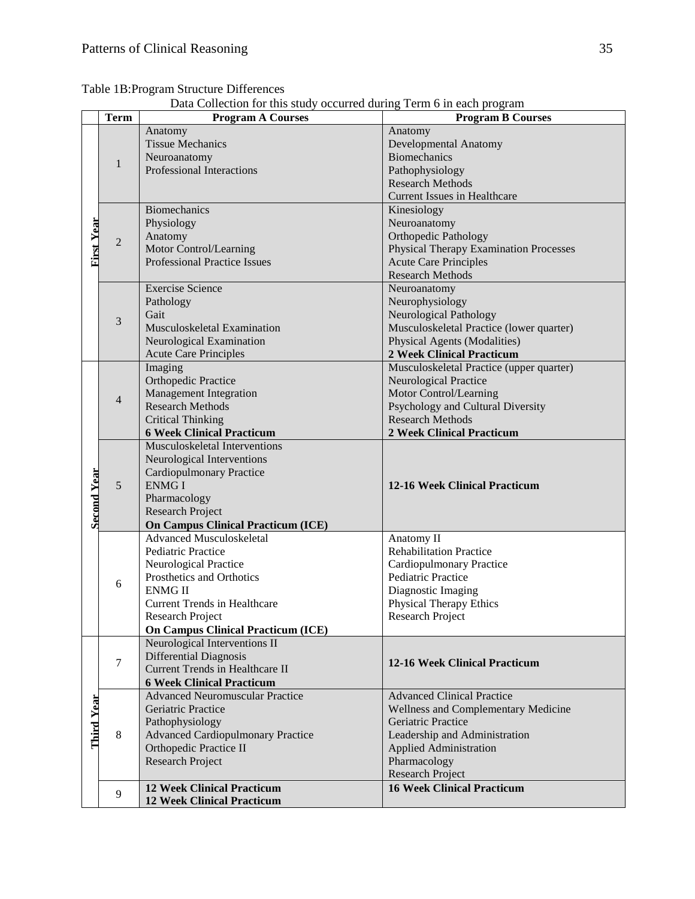Table 1B:Program Structure Differences

Data Collection for this study occurred during Term 6 in each program

| | Term | Program A Courses | Program B Courses |
|---|---|---|---|
| First Year | 1 | Anatomy<br>Tissue Mechanics<br>Neuroanatomy<br>Professional Interactions | Anatomy<br>Developmental Anatomy<br>Biomechanics<br>Pathophysiology<br>Research Methods<br>Current Issues in Healthcare |
| | 2 | Biomechanics<br>Physiology<br>Anatomy<br>Motor Control/Learning<br>Professional Practice Issues | Kinesiology<br>Neuroanatomy<br>Orthopedic Pathology<br>Physical Therapy Examination Processes<br>Acute Care Principles<br>Research Methods |
| | 3 | Exercise Science<br>Pathology<br>Gait<br>Musculoskeletal Examination<br>Neurological Examination<br>Acute Care Principles | Neuroanatomy<br>Neurophysiology<br>Neurological Pathology<br>Musculoskeletal Practice (lower quarter)<br>Physical Agents (Modalities)<br>**2 Week Clinical Practicum** |
| Second Year | 4 | Imaging<br>Orthopedic Practice<br>Management Integration<br>Research Methods<br>Critical Thinking<br>**6 Week Clinical Practicum** | Musculoskeletal Practice (upper quarter)<br>Neurological Practice<br>Motor Control/Learning<br>Psychology and Cultural Diversity<br>Research Methods<br>**2 Week Clinical Practicum** |
| | 5 | Musculoskeletal Interventions<br>Neurological Interventions<br>Cardiopulmonary Practice<br>ENMG I<br>Pharmacology<br>Research Project<br>**On Campus Clinical Practicum (ICE)** | **12-16 Week Clinical Practicum** |
| | 6 | Advanced Musculoskeletal<br>Pediatric Practice<br>Neurological Practice<br>Prosthetics and Orthotics<br>ENMG II<br>Current Trends in Healthcare<br>Research Project<br>**On Campus Clinical Practicum (ICE)** | Anatomy II<br>Rehabilitation Practice<br>Cardiopulmonary Practice<br>Pediatric Practice<br>Diagnostic Imaging<br>Physical Therapy Ethics<br>Research Project |
| Third Year | 7 | Neurological Interventions II<br>Differential Diagnosis<br>Current Trends in Healthcare II<br>**6 Week Clinical Practicum** | **12-16 Week Clinical Practicum** |
| | 8 | Advanced Neuromuscular Practice<br>Geriatric Practice<br>Pathophysiology<br>Advanced Cardiopulmonary Practice<br>Orthopedic Practice II<br>Research Project | Advanced Clinical Practice<br>Wellness and Complementary Medicine<br>Geriatric Practice<br>Leadership and Administration<br>Applied Administration<br>Pharmacology<br>Research Project |
| | 9 | **12 Week Clinical Practicum**<br>**12 Week Clinical Practicum** | **16 Week Clinical Practicum** |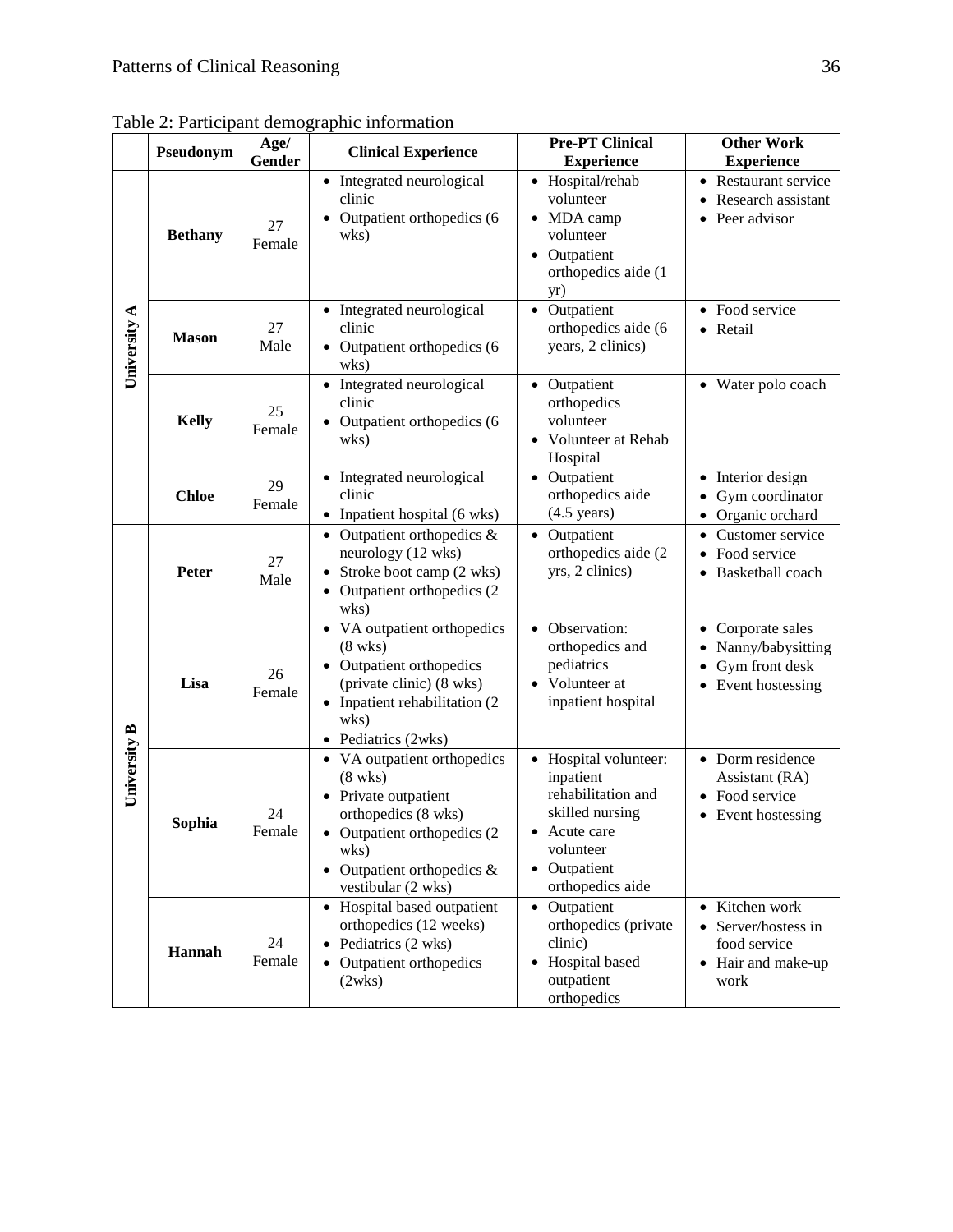Table 2: Participant demographic information

| | Pseudonym | Age/ Gender | Clinical Experience | Pre-PT Clinical Experience | Other Work Experience |
|---|---|---|---|---|---|
| University A | **Bethany** | 27 Female | • Integrated neurological clinic<br>• Outpatient orthopedics (6 wks) | • Hospital/rehab volunteer<br>• MDA camp volunteer<br>• Outpatient orthopedics aide (1 yr) | • Restaurant service<br>• Research assistant<br>• Peer advisor |
| | **Mason** | 27 Male | • Integrated neurological clinic<br>• Outpatient orthopedics (6 wks) | • Outpatient orthopedics aide (6 years, 2 clinics) | • Food service<br>• Retail |
| | **Kelly** | 25 Female | • Integrated neurological clinic<br>• Outpatient orthopedics (6 wks) | • Outpatient orthopedics volunteer<br>• Volunteer at Rehab Hospital | • Water polo coach |
| | **Chloe** | 29 Female | • Integrated neurological clinic<br>• Inpatient hospital (6 wks) | • Outpatient orthopedics aide (4.5 years) | • Interior design<br>• Gym coordinator<br>• Organic orchard |
| University B | **Peter** | 27 Male | • Outpatient orthopedics & neurology (12 wks)<br>• Stroke boot camp (2 wks)<br>• Outpatient orthopedics (2 wks) | • Outpatient orthopedics aide (2 yrs, 2 clinics) | • Customer service<br>• Food service<br>• Basketball coach |
| | **Lisa** | 26 Female | • VA outpatient orthopedics (8 wks)<br>• Outpatient orthopedics (private clinic) (8 wks)<br>• Inpatient rehabilitation (2 wks)<br>• Pediatrics (2wks) | • Observation: orthopedics and pediatrics<br>• Volunteer at inpatient hospital | • Corporate sales<br>• Nanny/babysitting<br>• Gym front desk<br>• Event hostessing |
| | **Sophia** | 24 Female | • VA outpatient orthopedics (8 wks)<br>• Private outpatient orthopedics (8 wks)<br>• Outpatient orthopedics (2 wks)<br>• Outpatient orthopedics & vestibular (2 wks) | • Hospital volunteer: inpatient rehabilitation and skilled nursing<br>• Acute care volunteer<br>• Outpatient orthopedics aide | • Dorm residence Assistant (RA)<br>• Food service<br>• Event hostessing |
| | **Hannah** | 24 Female | • Hospital based outpatient orthopedics (12 weeks)<br>• Pediatrics (2 wks)<br>• Outpatient orthopedics (2wks) | • Outpatient orthopedics (private clinic)<br>• Hospital based outpatient orthopedics | • Kitchen work<br>• Server/hostess in food service<br>• Hair and make-up work |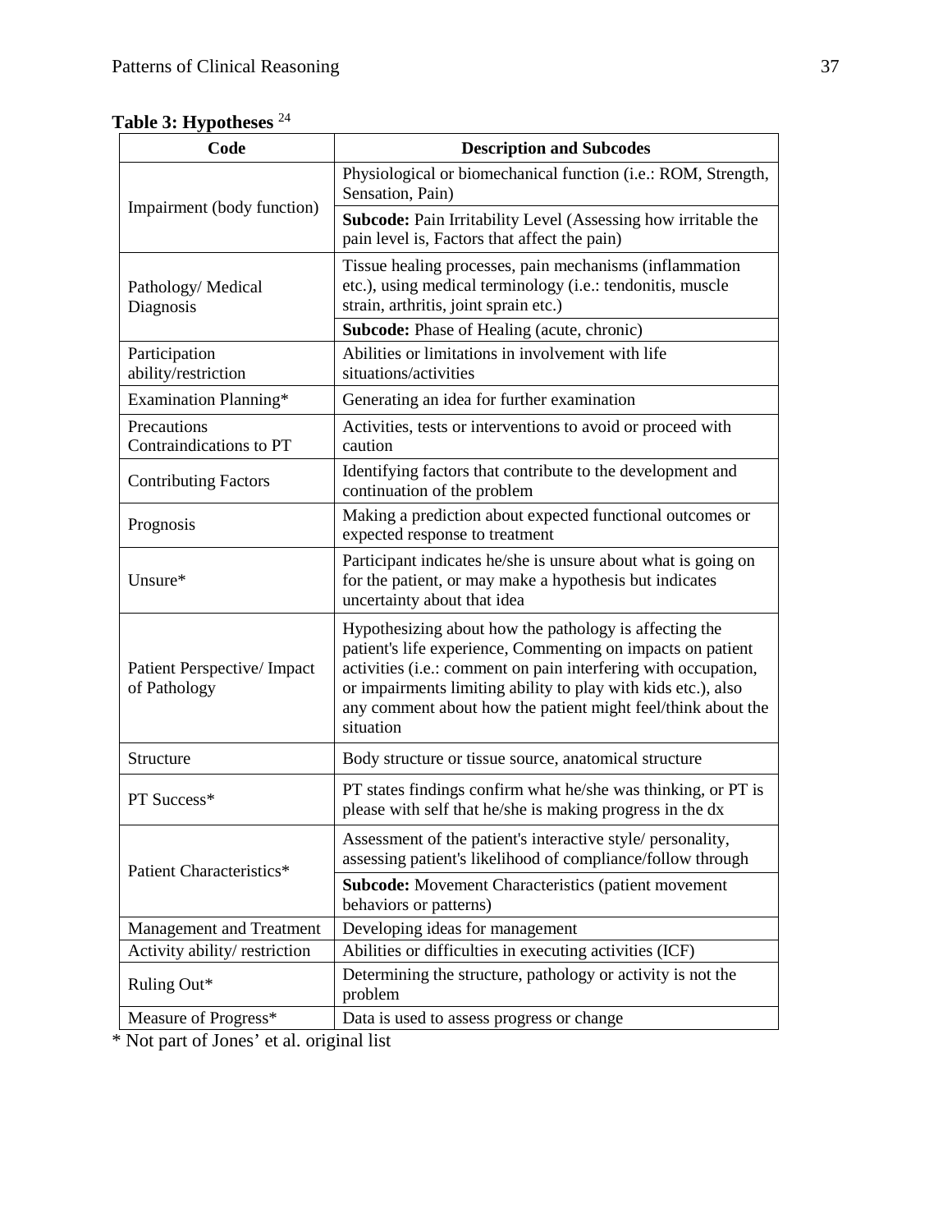**Table 3: Hypotheses** [24]

| Code | Description and Subcodes |
|---|---|
| Impairment (body function) | Physiological or biomechanical function (i.e.: ROM, Strength, Sensation, Pain) |
| | **Subcode:** Pain Irritability Level (Assessing how irritable the pain level is, Factors that affect the pain) |
| Pathology/ Medical Diagnosis | Tissue healing processes, pain mechanisms (inflammation etc.), using medical terminology (i.e.: tendonitis, muscle strain, arthritis, joint sprain etc.) |
| | **Subcode:** Phase of Healing (acute, chronic) |
| Participation ability/restriction | Abilities or limitations in involvement with life situations/activities |
| Examination Planning* | Generating an idea for further examination |
| Precautions Contraindications to PT | Activities, tests or interventions to avoid or proceed with caution |
| Contributing Factors | Identifying factors that contribute to the development and continuation of the problem |
| Prognosis | Making a prediction about expected functional outcomes or expected response to treatment |
| Unsure* | Participant indicates he/she is unsure about what is going on for the patient, or may make a hypothesis but indicates uncertainty about that idea |
| Patient Perspective/ Impact of Pathology | Hypothesizing about how the pathology is affecting the patient's life experience, Commenting on impacts on patient activities (i.e.: comment on pain interfering with occupation, or impairments limiting ability to play with kids etc.), also any comment about how the patient might feel/think about the situation |
| Structure | Body structure or tissue source, anatomical structure |
| PT Success* | PT states findings confirm what he/she was thinking, or PT is please with self that he/she is making progress in the dx |
| Patient Characteristics* | Assessment of the patient's interactive style/ personality, assessing patient's likelihood of compliance/follow through |
| | **Subcode:** Movement Characteristics (patient movement behaviors or patterns) |
| Management and Treatment | Developing ideas for management |
| Activity ability/ restriction | Abilities or difficulties in executing activities (ICF) |
| Ruling Out* | Determining the structure, pathology or activity is not the problem |
| Measure of Progress* | Data is used to assess progress or change |

\* Not part of Jones' et al. original list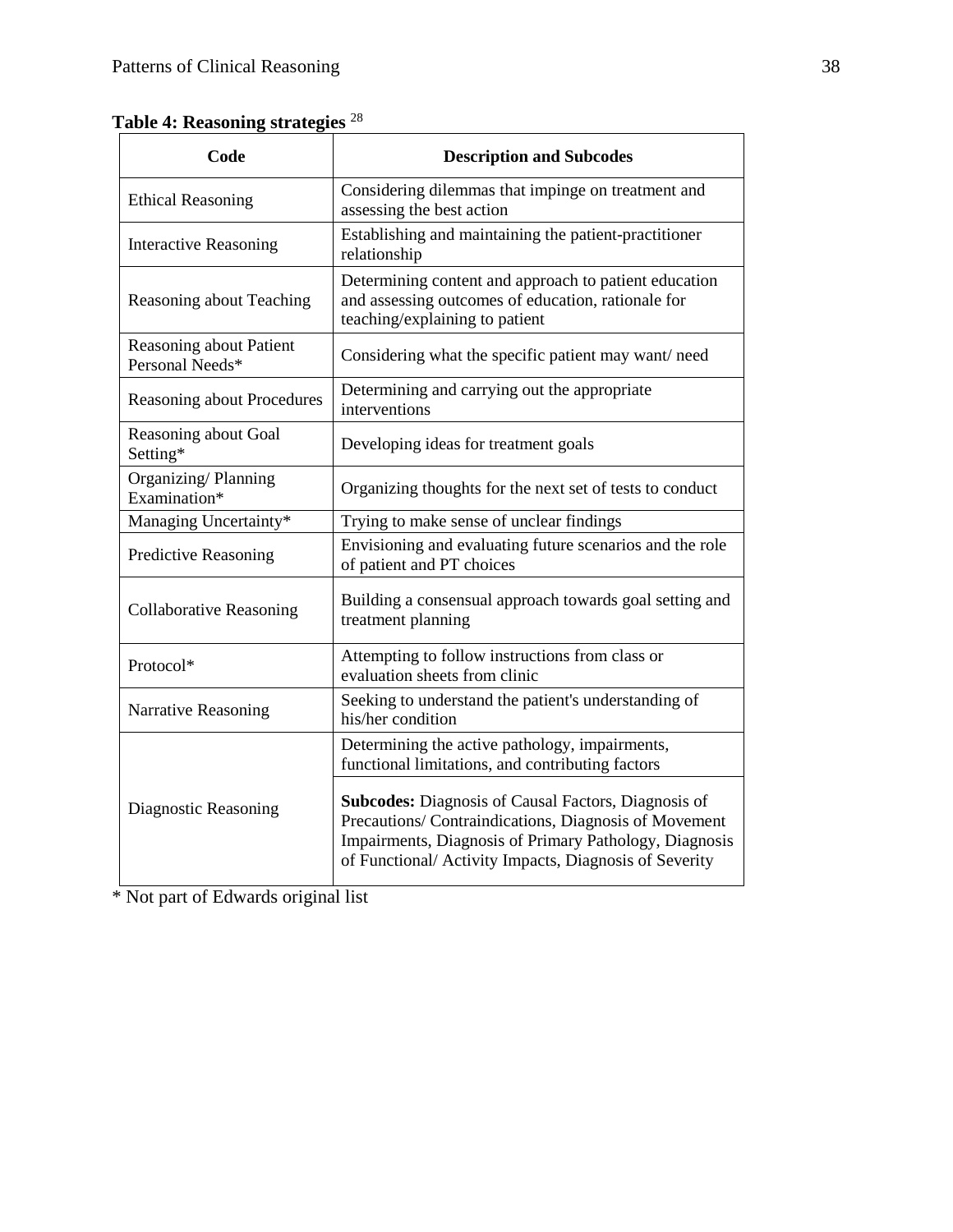**Table 4: Reasoning strategies** [28]

| Code | Description and Subcodes |
|---|---|
| Ethical Reasoning | Considering dilemmas that impinge on treatment and assessing the best action |
| Interactive Reasoning | Establishing and maintaining the patient-practitioner relationship |
| Reasoning about Teaching | Determining content and approach to patient education and assessing outcomes of education, rationale for teaching/explaining to patient |
| Reasoning about Patient Personal Needs* | Considering what the specific patient may want/ need |
| Reasoning about Procedures | Determining and carrying out the appropriate interventions |
| Reasoning about Goal Setting* | Developing ideas for treatment goals |
| Organizing/ Planning Examination* | Organizing thoughts for the next set of tests to conduct |
| Managing Uncertainty* | Trying to make sense of unclear findings |
| Predictive Reasoning | Envisioning and evaluating future scenarios and the role of patient and PT choices |
| Collaborative Reasoning | Building a consensual approach towards goal setting and treatment planning |
| Protocol* | Attempting to follow instructions from class or evaluation sheets from clinic |
| Narrative Reasoning | Seeking to understand the patient's understanding of his/her condition |
| Diagnostic Reasoning | Determining the active pathology, impairments, functional limitations, and contributing factors |
| | **Subcodes:** Diagnosis of Causal Factors, Diagnosis of Precautions/ Contraindications, Diagnosis of Movement Impairments, Diagnosis of Primary Pathology, Diagnosis of Functional/ Activity Impacts, Diagnosis of Severity |

\* Not part of Edwards original list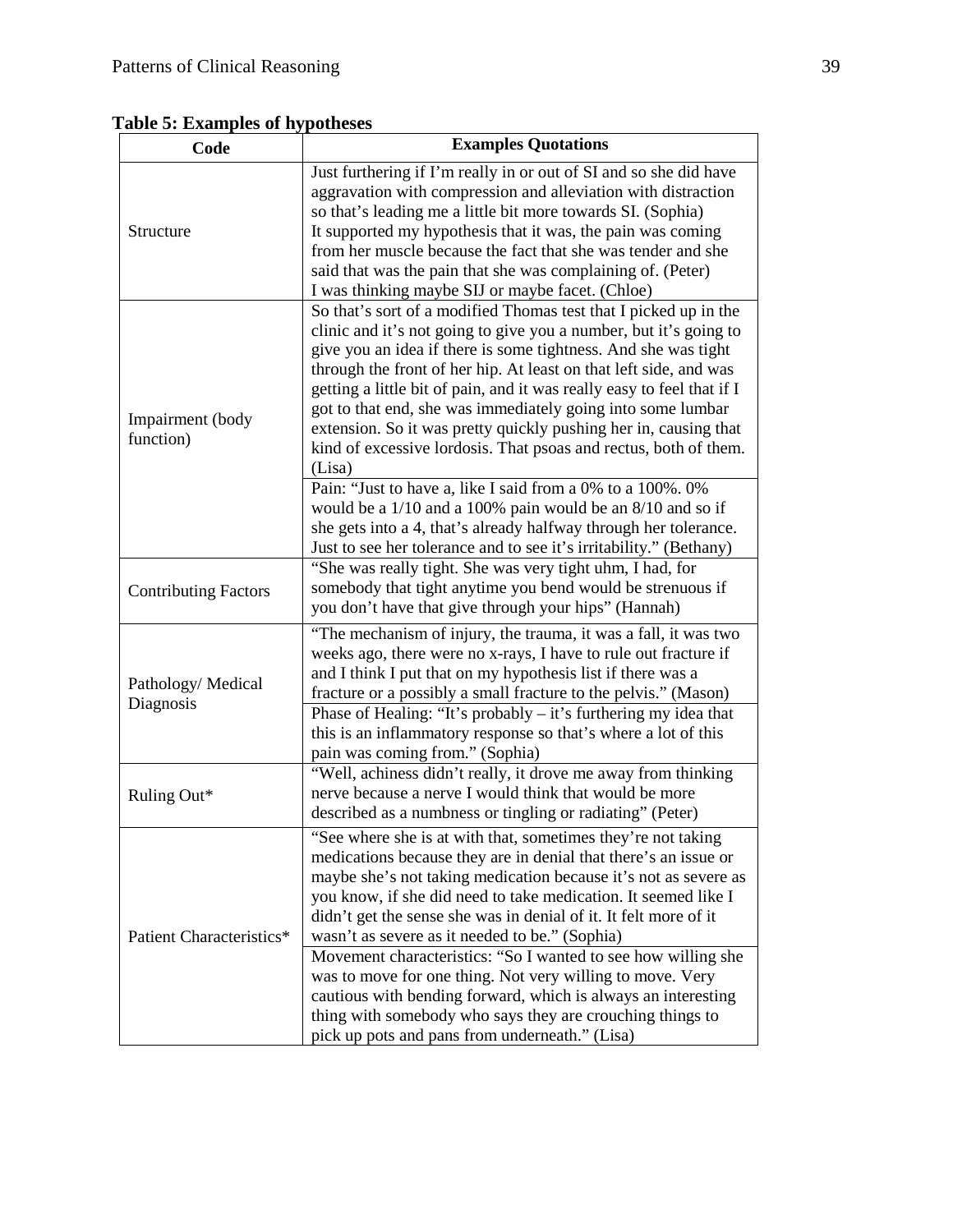**Table 5: Examples of hypotheses**

| Code | Examples Quotations |
| --- | --- |
| Structure | Just furthering if I'm really in or out of SI and so she did have aggravation with compression and alleviation with distraction so that's leading me a little bit more towards SI. (Sophia)<br>It supported my hypothesis that it was, the pain was coming from her muscle because the fact that she was tender and she said that was the pain that she was complaining of. (Peter)<br>I was thinking maybe SIJ or maybe facet. (Chloe) |
| Impairment (body function) | So that's sort of a modified Thomas test that I picked up in the clinic and it's not going to give you a number, but it's going to give you an idea if there is some tightness. And she was tight through the front of her hip. At least on that left side, and was getting a little bit of pain, and it was really easy to feel that if I got to that end, she was immediately going into some lumbar extension. So it was pretty quickly pushing her in, causing that kind of excessive lordosis. That psoas and rectus, both of them. (Lisa) |
| | Pain: "Just to have a, like I said from a 0% to a 100%. 0% would be a 1/10 and a 100% pain would be an 8/10 and so if she gets into a 4, that's already halfway through her tolerance. Just to see her tolerance and to see it's irritability." (Bethany) |
| Contributing Factors | "She was really tight. She was very tight uhm, I had, for somebody that tight anytime you bend would be strenuous if you don't have that give through your hips" (Hannah) |
| Pathology/ Medical Diagnosis | "The mechanism of injury, the trauma, it was a fall, it was two weeks ago, there were no x-rays, I have to rule out fracture if and I think I put that on my hypothesis list if there was a fracture or a possibly a small fracture to the pelvis." (Mason) |
| | Phase of Healing: "It's probably – it's furthering my idea that this is an inflammatory response so that's where a lot of this pain was coming from." (Sophia) |
| Ruling Out* | "Well, achiness didn't really, it drove me away from thinking nerve because a nerve I would think that would be more described as a numbness or tingling or radiating" (Peter) |
| Patient Characteristics* | "See where she is at with that, sometimes they're not taking medications because they are in denial that there's an issue or maybe she's not taking medication because it's not as severe as you know, if she did need to take medication. It seemed like I didn't get the sense she was in denial of it. It felt more of it wasn't as severe as it needed to be." (Sophia) |
| | Movement characteristics: "So I wanted to see how willing she was to move for one thing. Not very willing to move. Very cautious with bending forward, which is always an interesting thing with somebody who says they are crouching things to pick up pots and pans from underneath." (Lisa) |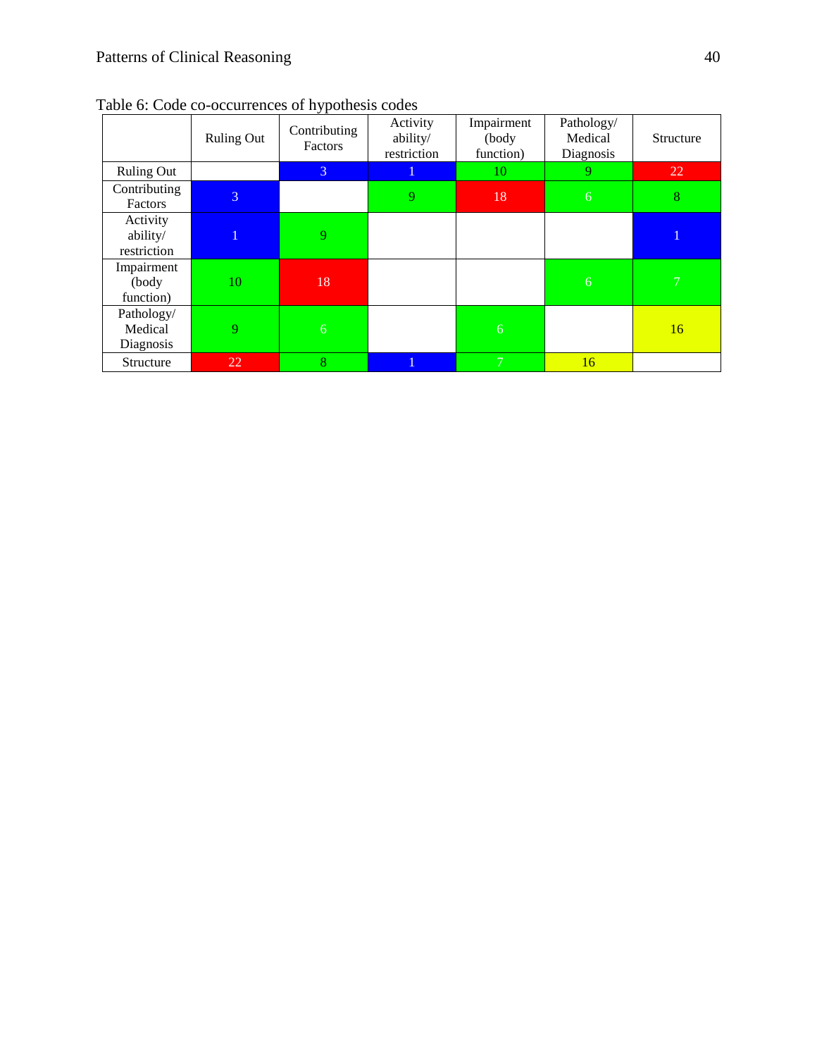Table 6: Code co-occurrences of hypothesis codes

| | Ruling Out | Contributing Factors | Activity ability/ restriction | Impairment (body function) | Pathology/ Medical Diagnosis | Structure |
|---|---|---|---|---|---|---|
| Ruling Out | | 3 | 1 | 10 | 9 | 22 |
| Contributing Factors | 3 | | 9 | 18 | 6 | 8 |
| Activity ability/ restriction | 1 | 9 | | | | 1 |
| Impairment (body function) | 10 | 18 | | | 6 | 7 |
| Pathology/ Medical Diagnosis | 9 | 6 | | 6 | | 16 |
| Structure | 22 | 8 | 1 | 7 | 16 | |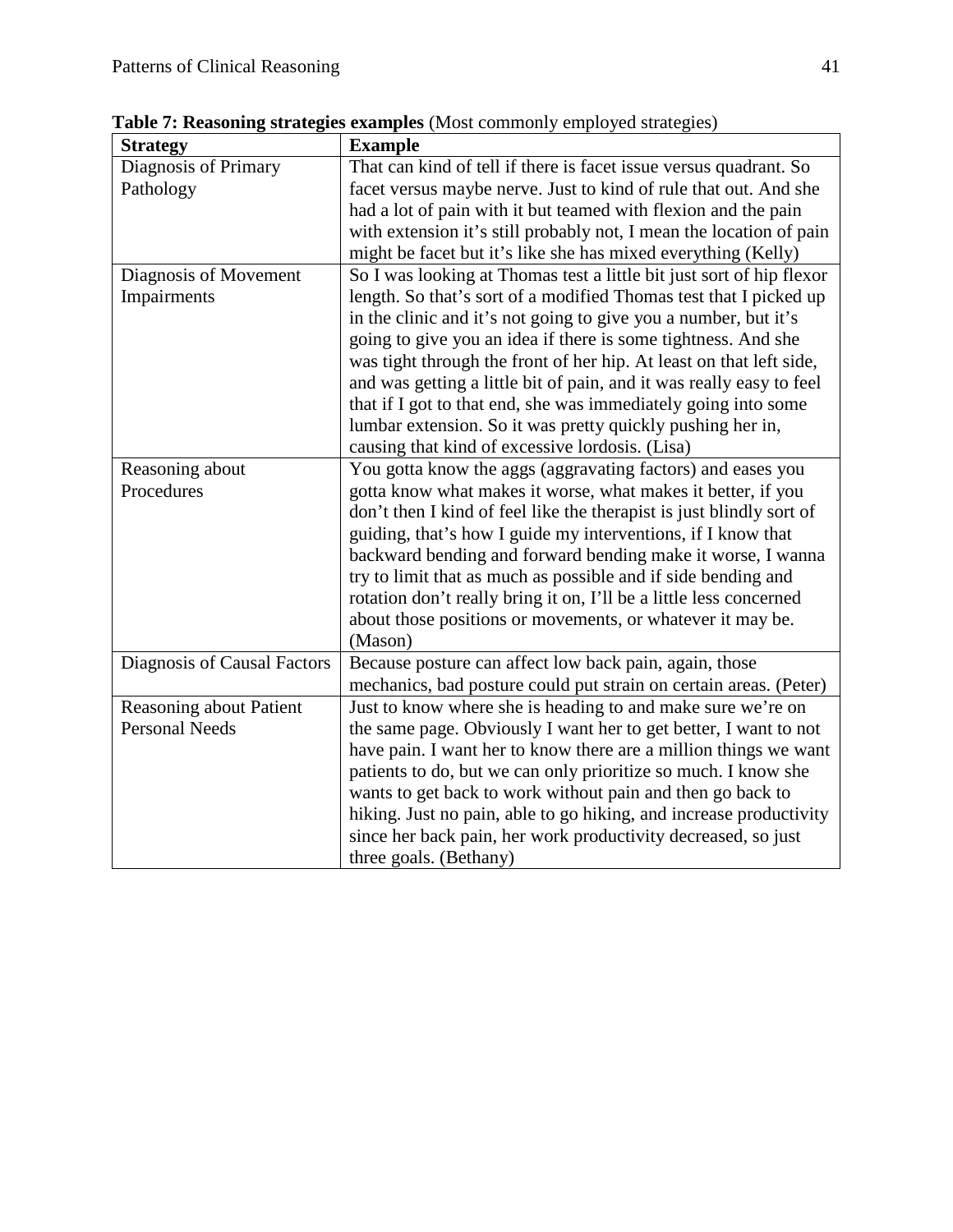**Table 7: Reasoning strategies examples** (Most commonly employed strategies)

| Strategy | Example |
|---|---|
| Diagnosis of Primary Pathology | That can kind of tell if there is facet issue versus quadrant. So facet versus maybe nerve. Just to kind of rule that out. And she had a lot of pain with it but teamed with flexion and the pain with extension it's still probably not, I mean the location of pain might be facet but it's like she has mixed everything (Kelly) |
| Diagnosis of Movement Impairments | So I was looking at Thomas test a little bit just sort of hip flexor length. So that's sort of a modified Thomas test that I picked up in the clinic and it's not going to give you a number, but it's going to give you an idea if there is some tightness. And she was tight through the front of her hip. At least on that left side, and was getting a little bit of pain, and it was really easy to feel that if I got to that end, she was immediately going into some lumbar extension. So it was pretty quickly pushing her in, causing that kind of excessive lordosis. (Lisa) |
| Reasoning about Procedures | You gotta know the aggs (aggravating factors) and eases you gotta know what makes it worse, what makes it better, if you don't then I kind of feel like the therapist is just blindly sort of guiding, that's how I guide my interventions, if I know that backward bending and forward bending make it worse, I wanna try to limit that as much as possible and if side bending and rotation don't really bring it on, I'll be a little less concerned about those positions or movements, or whatever it may be. (Mason) |
| Diagnosis of Causal Factors | Because posture can affect low back pain, again, those mechanics, bad posture could put strain on certain areas. (Peter) |
| Reasoning about Patient Personal Needs | Just to know where she is heading to and make sure we're on the same page. Obviously I want her to get better, I want to not have pain. I want her to know there are a million things we want patients to do, but we can only prioritize so much. I know she wants to get back to work without pain and then go back to hiking. Just no pain, able to go hiking, and increase productivity since her back pain, her work productivity decreased, so just three goals. (Bethany) |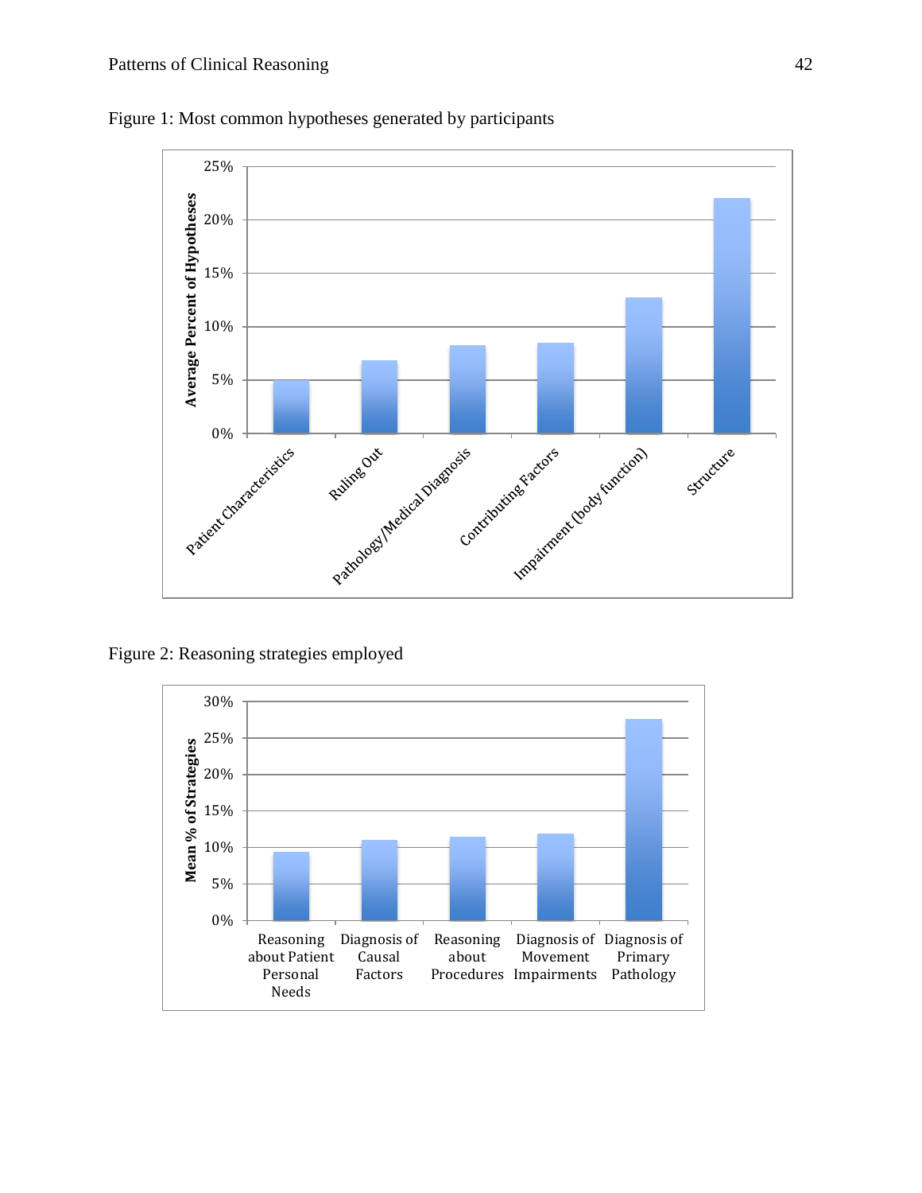Figure 1: Most common hypotheses generated by participants

Figure 2: Reasoning strategies employed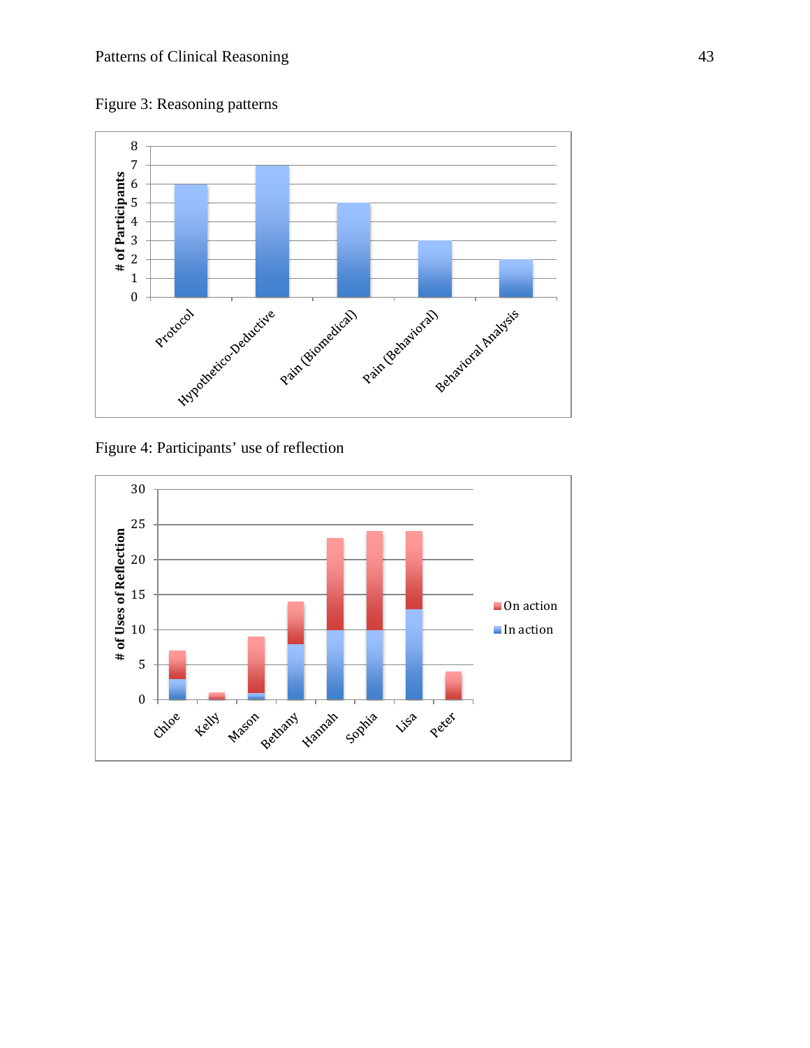Figure 3: Reasoning patterns

Figure 4: Participants' use of reflection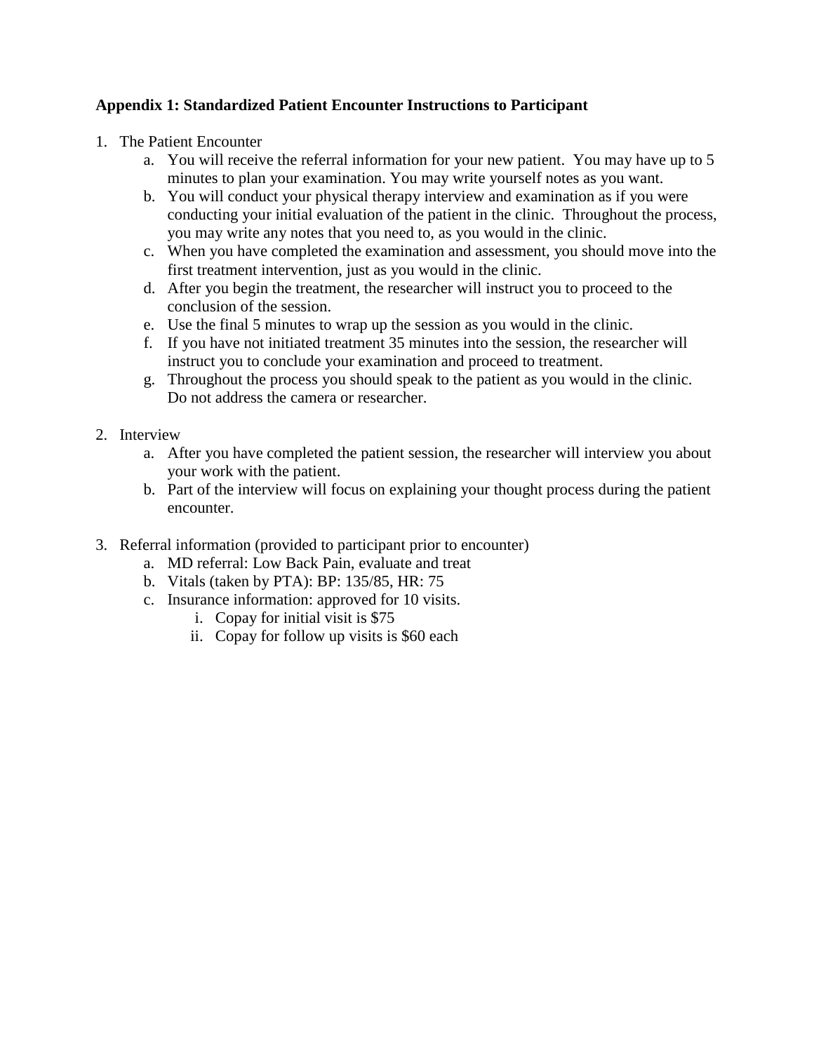**Appendix 1: Standardized Patient Encounter Instructions to Participant**

1. The Patient Encounter
    a. You will receive the referral information for your new patient. You may have up to 5 minutes to plan your examination. You may write yourself notes as you want.
    b. You will conduct your physical therapy interview and examination as if you were conducting your initial evaluation of the patient in the clinic. Throughout the process, you may write any notes that you need to, as you would in the clinic.
    c. When you have completed the examination and assessment, you should move into the first treatment intervention, just as you would in the clinic.
    d. After you begin the treatment, the researcher will instruct you to proceed to the conclusion of the session.
    e. Use the final 5 minutes to wrap up the session as you would in the clinic.
    f. If you have not initiated treatment 35 minutes into the session, the researcher will instruct you to conclude your examination and proceed to treatment.
    g. Throughout the process you should speak to the patient as you would in the clinic. Do not address the camera or researcher.

2. Interview
    a. After you have completed the patient session, the researcher will interview you about your work with the patient.
    b. Part of the interview will focus on explaining your thought process during the patient encounter.

3. Referral information (provided to participant prior to encounter)
    a. MD referral: Low Back Pain, evaluate and treat
    b. Vitals (taken by PTA): BP: 135/85, HR: 75
    c. Insurance information: approved for 10 visits.
        i. Copay for initial visit is $75
        ii. Copay for follow up visits is $60 each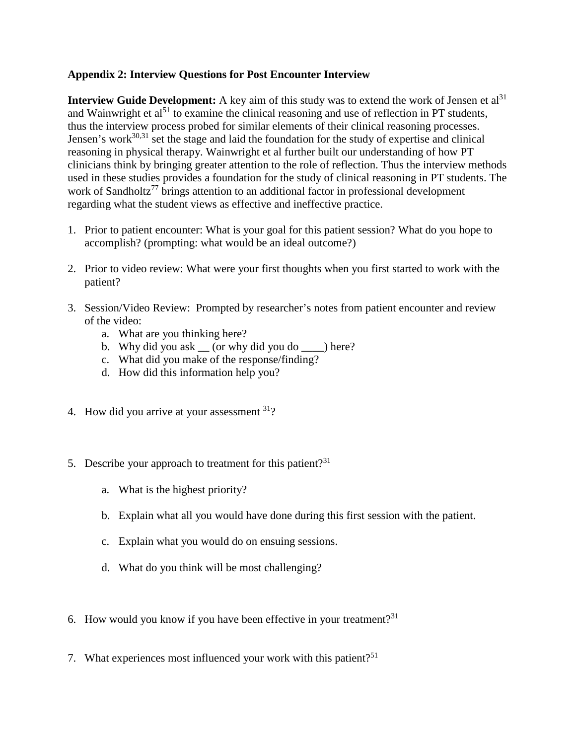**Appendix 2: Interview Questions for Post Encounter Interview**

**Interview Guide Development:** A key aim of this study was to extend the work of Jensen et al[31] and Wainwright et al[51] to examine the clinical reasoning and use of reflection in PT students, thus the interview process probed for similar elements of their clinical reasoning processes. Jensen's work[30,31] set the stage and laid the foundation for the study of expertise and clinical reasoning in physical therapy. Wainwright et al further built our understanding of how PT clinicians think by bringing greater attention to the role of reflection. Thus the interview methods used in these studies provides a foundation for the study of clinical reasoning in PT students. The work of Sandholtz[77] brings attention to an additional factor in professional development regarding what the student views as effective and ineffective practice.

1. Prior to patient encounter: What is your goal for this patient session? What do you hope to accomplish? (prompting: what would be an ideal outcome?)

2. Prior to video review: What were your first thoughts when you first started to work with the patient?

3. Session/Video Review: Prompted by researcher's notes from patient encounter and review of the video:
   a. What are you thinking here?
   b. Why did you ask __ (or why did you do ____) here?
   c. What did you make of the response/finding?
   d. How did this information help you?

4. How did you arrive at your assessment [31]?

5. Describe your approach to treatment for this patient?[31]

   a. What is the highest priority?

   b. Explain what all you would have done during this first session with the patient.

   c. Explain what you would do on ensuing sessions.

   d. What do you think will be most challenging?

6. How would you know if you have been effective in your treatment?[31]

7. What experiences most influenced your work with this patient?[51]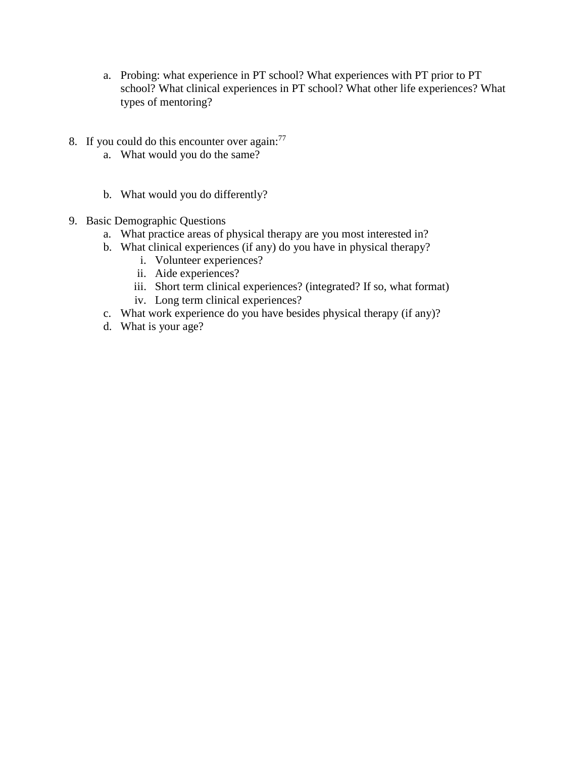a. Probing: what experience in PT school? What experiences with PT prior to PT school? What clinical experiences in PT school? What other life experiences? What types of mentoring?

8. If you could do this encounter over again:[77]
   a. What would you do the same?

   b. What would you do differently?

9. Basic Demographic Questions
   a. What practice areas of physical therapy are you most interested in?
   b. What clinical experiences (if any) do you have in physical therapy?
      i. Volunteer experiences?
      ii. Aide experiences?
      iii. Short term clinical experiences? (integrated? If so, what format)
      iv. Long term clinical experiences?
   c. What work experience do you have besides physical therapy (if any)?
   d. What is your age?